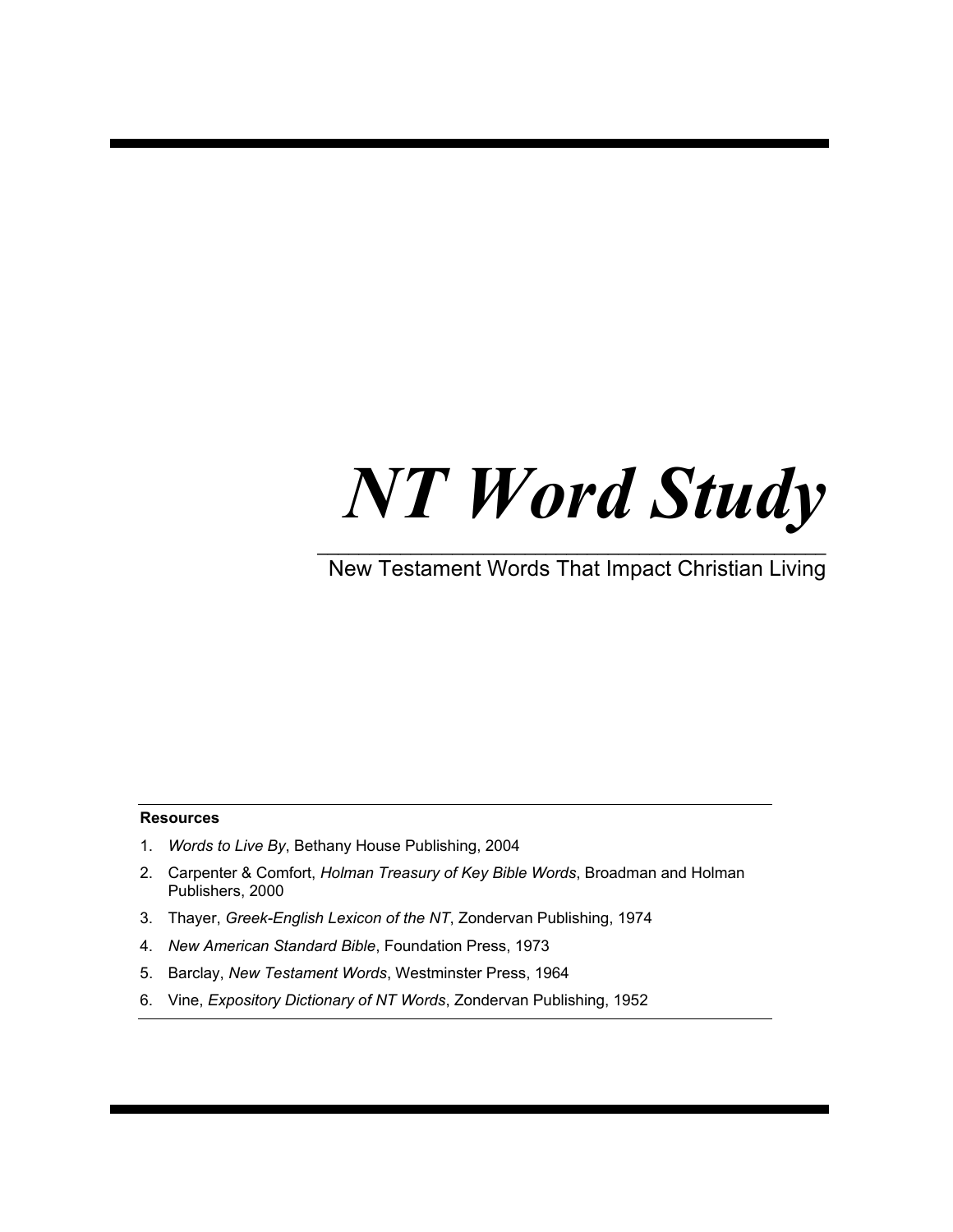# *NT Word Study*

New Testament Words That Impact Christian Living

**Resources**

1. *Words to Live By*, Bethany House Publishing, 2004
2. Carpenter & Comfort, *Holman Treasury of Key Bible Words*, Broadman and Holman Publishers, 2000
3. Thayer, *Greek-English Lexicon of the NT*, Zondervan Publishing, 1974
4. *New American Standard Bible*, Foundation Press, 1973
5. Barclay, *New Testament Words*, Westminster Press, 1964
6. Vine, *Expository Dictionary of NT Words*, Zondervan Publishing, 1952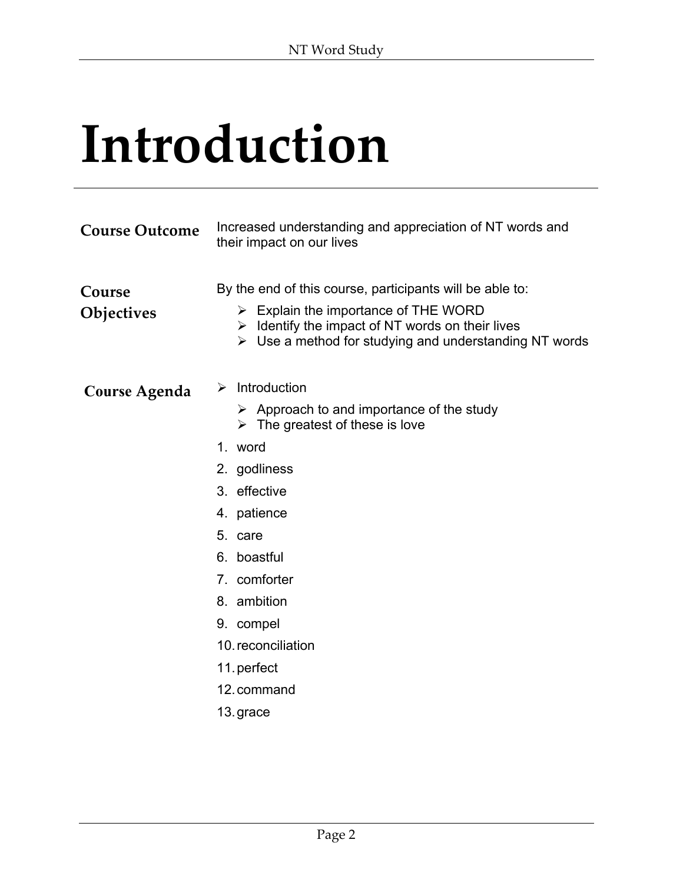# Introduction

## Course Outcome

Increased understanding and appreciation of NT words and their impact on our lives

## Course Objectives

By the end of this course, participants will be able to:

- Explain the importance of THE WORD
- Identify the impact of NT words on their lives
- Use a method for studying and understanding NT words

## Course Agenda

- Introduction
  - Approach to and importance of the study
  - The greatest of these is love

1. word
2. godliness
3. effective
4. patience
5. care
6. boastful
7. comforter
8. ambition
9. compel
10. reconciliation
11. perfect
12. command
13. grace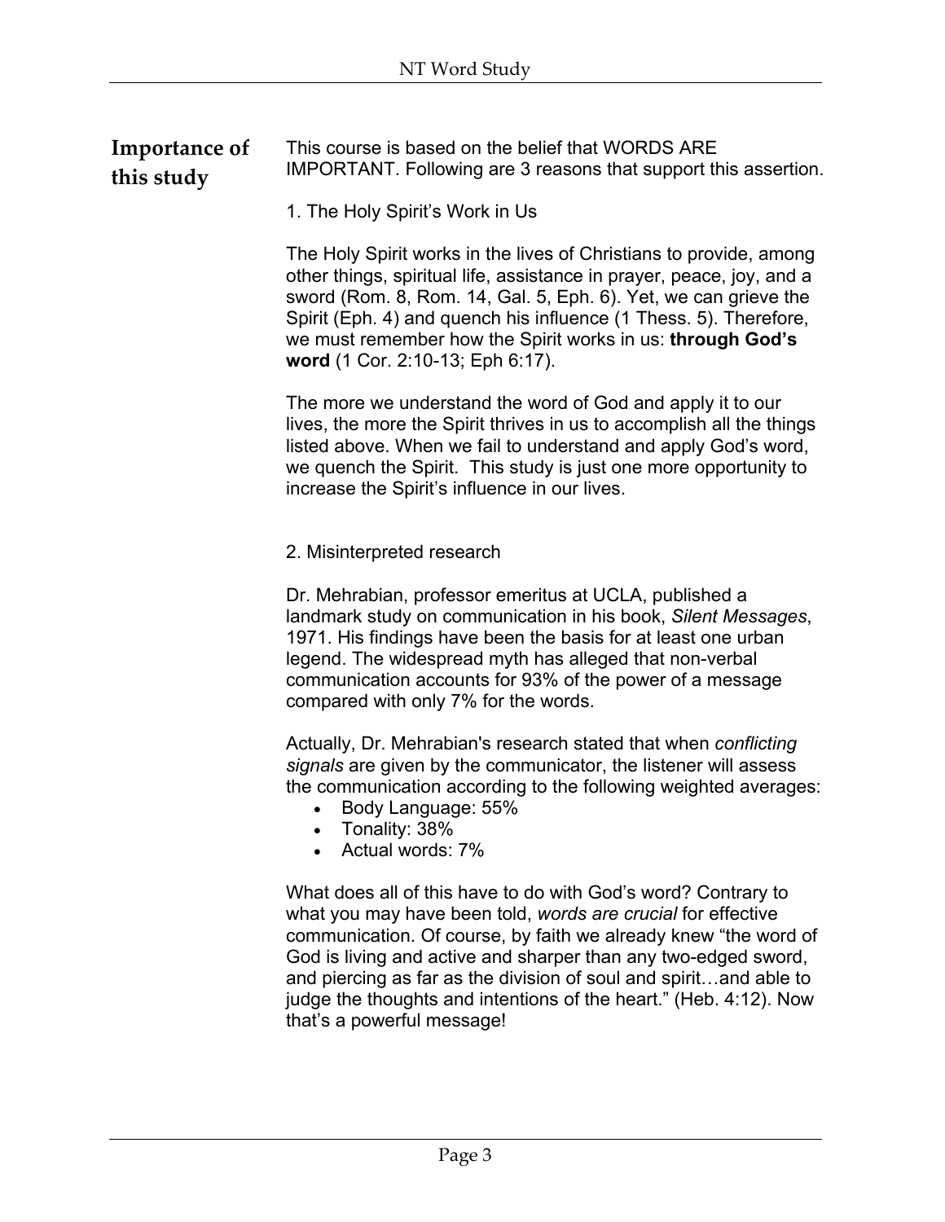## Importance of this study

This course is based on the belief that WORDS ARE IMPORTANT. Following are 3 reasons that support this assertion.

1. The Holy Spirit's Work in Us

The Holy Spirit works in the lives of Christians to provide, among other things, spiritual life, assistance in prayer, peace, joy, and a sword (Rom. 8, Rom. 14, Gal. 5, Eph. 6). Yet, we can grieve the Spirit (Eph. 4) and quench his influence (1 Thess. 5). Therefore, we must remember how the Spirit works in us: **through God's word** (1 Cor. 2:10-13; Eph 6:17).

The more we understand the word of God and apply it to our lives, the more the Spirit thrives in us to accomplish all the things listed above. When we fail to understand and apply God's word, we quench the Spirit. This study is just one more opportunity to increase the Spirit's influence in our lives.

2. Misinterpreted research

Dr. Mehrabian, professor emeritus at UCLA, published a landmark study on communication in his book, *Silent Messages*, 1971. His findings have been the basis for at least one urban legend. The widespread myth has alleged that non-verbal communication accounts for 93% of the power of a message compared with only 7% for the words.

Actually, Dr. Mehrabian's research stated that when *conflicting signals* are given by the communicator, the listener will assess the communication according to the following weighted averages:

- Body Language: 55%
- Tonality: 38%
- Actual words: 7%

What does all of this have to do with God's word? Contrary to what you may have been told, *words are crucial* for effective communication. Of course, by faith we already knew "the word of God is living and active and sharper than any two-edged sword, and piercing as far as the division of soul and spirit…and able to judge the thoughts and intentions of the heart." (Heb. 4:12). Now that's a powerful message!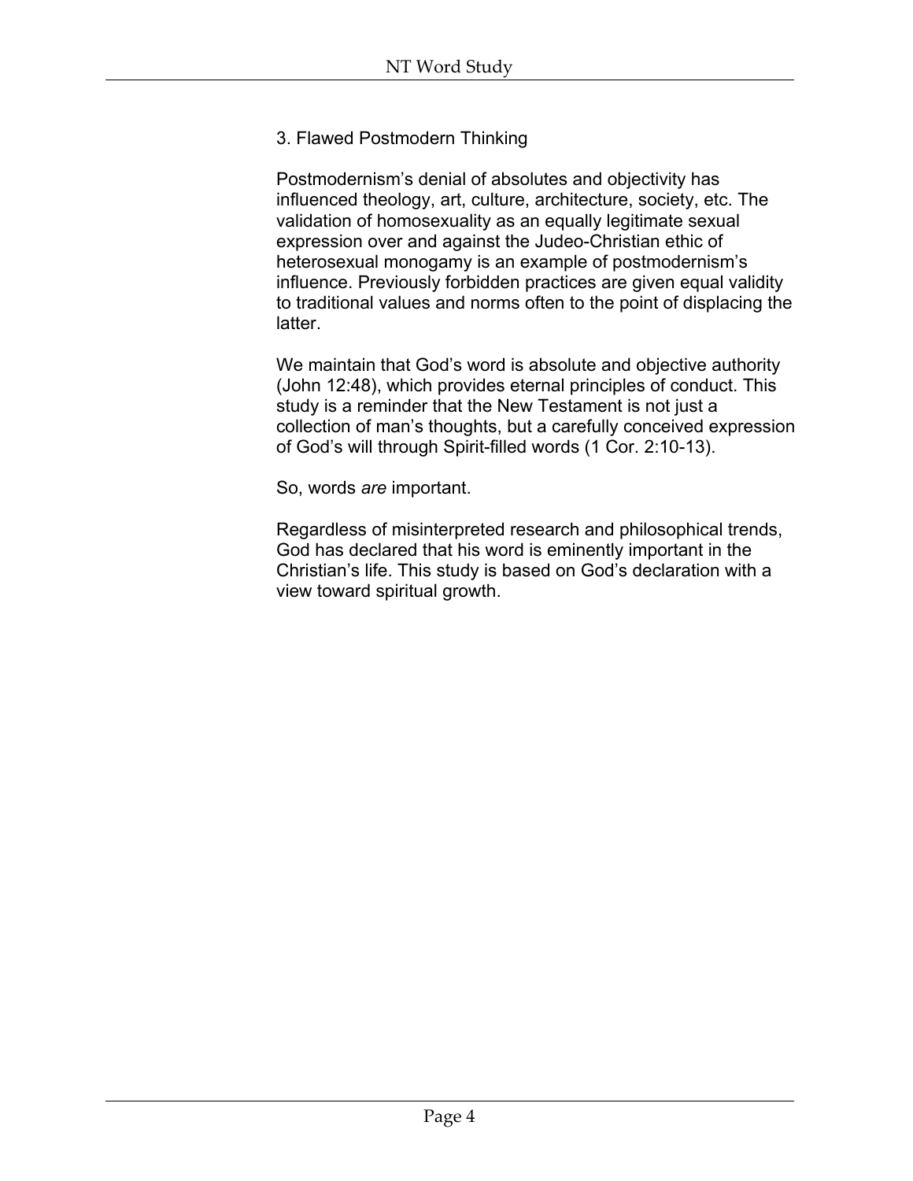### 3. Flawed Postmodern Thinking

Postmodernism's denial of absolutes and objectivity has influenced theology, art, culture, architecture, society, etc. The validation of homosexuality as an equally legitimate sexual expression over and against the Judeo-Christian ethic of heterosexual monogamy is an example of postmodernism's influence. Previously forbidden practices are given equal validity to traditional values and norms often to the point of displacing the latter.

We maintain that God's word is absolute and objective authority (John 12:48), which provides eternal principles of conduct. This study is a reminder that the New Testament is not just a collection of man's thoughts, but a carefully conceived expression of God's will through Spirit-filled words (1 Cor. 2:10-13).

So, words *are* important.

Regardless of misinterpreted research and philosophical trends, God has declared that his word is eminently important in the Christian's life. This study is based on God's declaration with a view toward spiritual growth.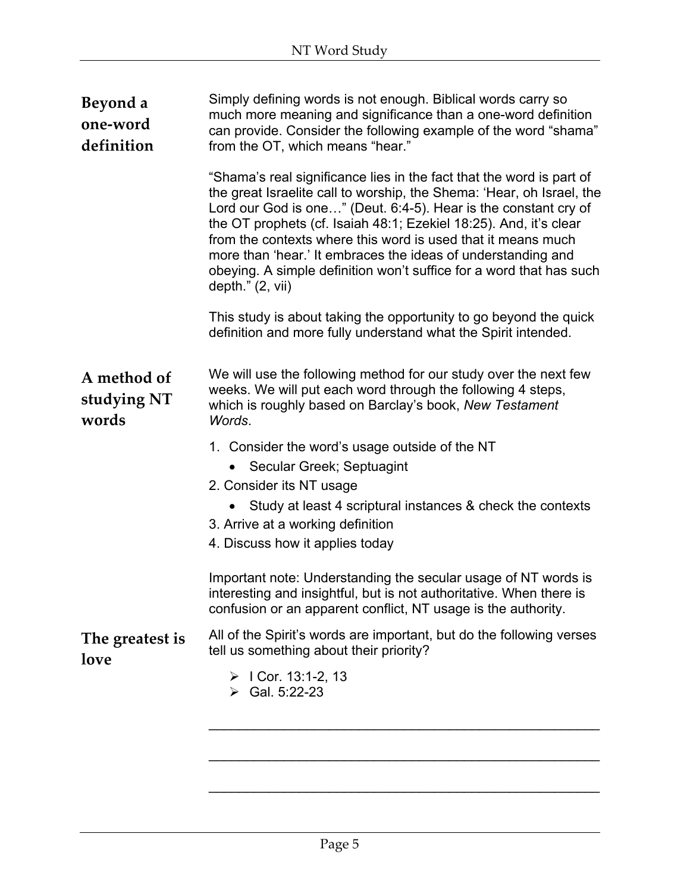## Beyond a one-word definition

Simply defining words is not enough. Biblical words carry so much more meaning and significance than a one-word definition can provide. Consider the following example of the word "shama" from the OT, which means "hear."

"Shama's real significance lies in the fact that the word is part of the great Israelite call to worship, the Shema: 'Hear, oh Israel, the Lord our God is one…" (Deut. 6:4-5). Hear is the constant cry of the OT prophets (cf. Isaiah 48:1; Ezekiel 18:25). And, it's clear from the contexts where this word is used that it means much more than 'hear.' It embraces the ideas of understanding and obeying. A simple definition won't suffice for a word that has such depth." (2, vii)

This study is about taking the opportunity to go beyond the quick definition and more fully understand what the Spirit intended.

## A method of studying NT words

We will use the following method for our study over the next few weeks. We will put each word through the following 4 steps, which is roughly based on Barclay's book, *New Testament Words*.

1. Consider the word's usage outside of the NT
   - Secular Greek; Septuagint
2. Consider its NT usage
   - Study at least 4 scriptural instances & check the contexts
3. Arrive at a working definition
4. Discuss how it applies today

Important note: Understanding the secular usage of NT words is interesting and insightful, but is not authoritative. When there is confusion or an apparent conflict, NT usage is the authority.

## The greatest is love

All of the Spirit's words are important, but do the following verses tell us something about their priority?

- I Cor. 13:1-2, 13
- Gal. 5:22-23

\_\_\_\_\_\_\_\_\_\_\_\_\_\_\_\_\_\_\_\_\_\_\_\_\_\_\_\_\_\_\_\_\_\_\_\_\_\_\_\_\_\_\_\_\_\_\_\_\_\_\_\_

\_\_\_\_\_\_\_\_\_\_\_\_\_\_\_\_\_\_\_\_\_\_\_\_\_\_\_\_\_\_\_\_\_\_\_\_\_\_\_\_\_\_\_\_\_\_\_\_\_\_\_\_

\_\_\_\_\_\_\_\_\_\_\_\_\_\_\_\_\_\_\_\_\_\_\_\_\_\_\_\_\_\_\_\_\_\_\_\_\_\_\_\_\_\_\_\_\_\_\_\_\_\_\_\_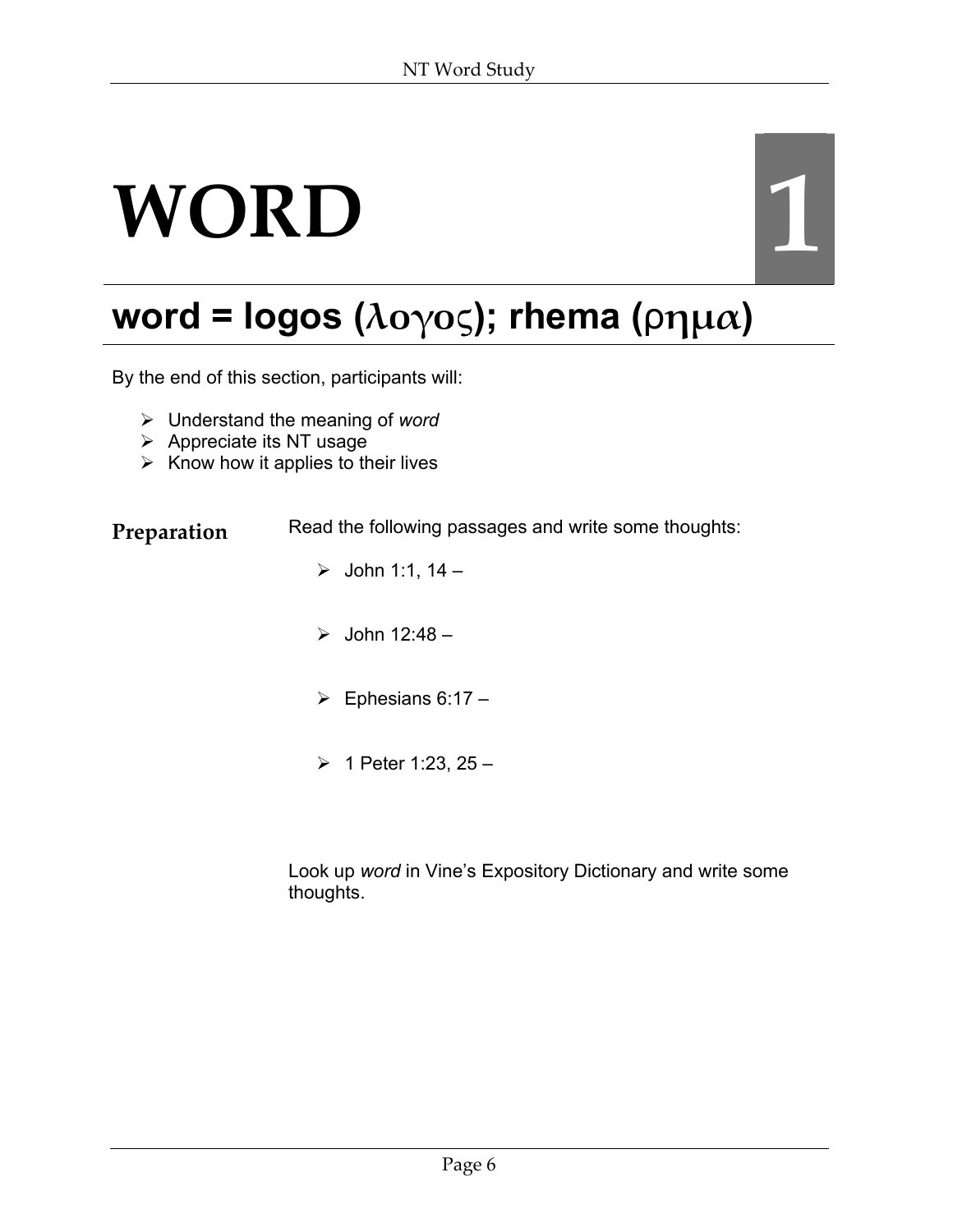# WORD

1

## word = logos (λογος); rhema (ρημα)

By the end of this section, participants will:

- Understand the meaning of *word*
- Appreciate its NT usage
- Know how it applies to their lives

**Preparation**

Read the following passages and write some thoughts:

- John 1:1, 14 –
- John 12:48 –
- Ephesians 6:17 –
- 1 Peter 1:23, 25 –

Look up *word* in Vine's Expository Dictionary and write some thoughts.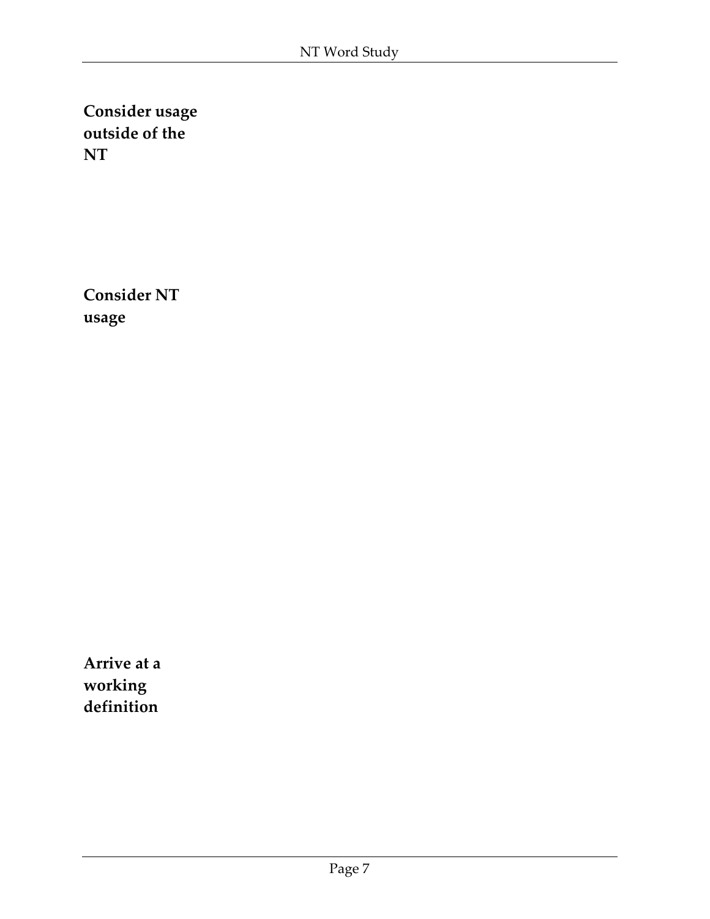**Consider usage outside of the NT**

**Consider NT usage**

**Arrive at a working definition**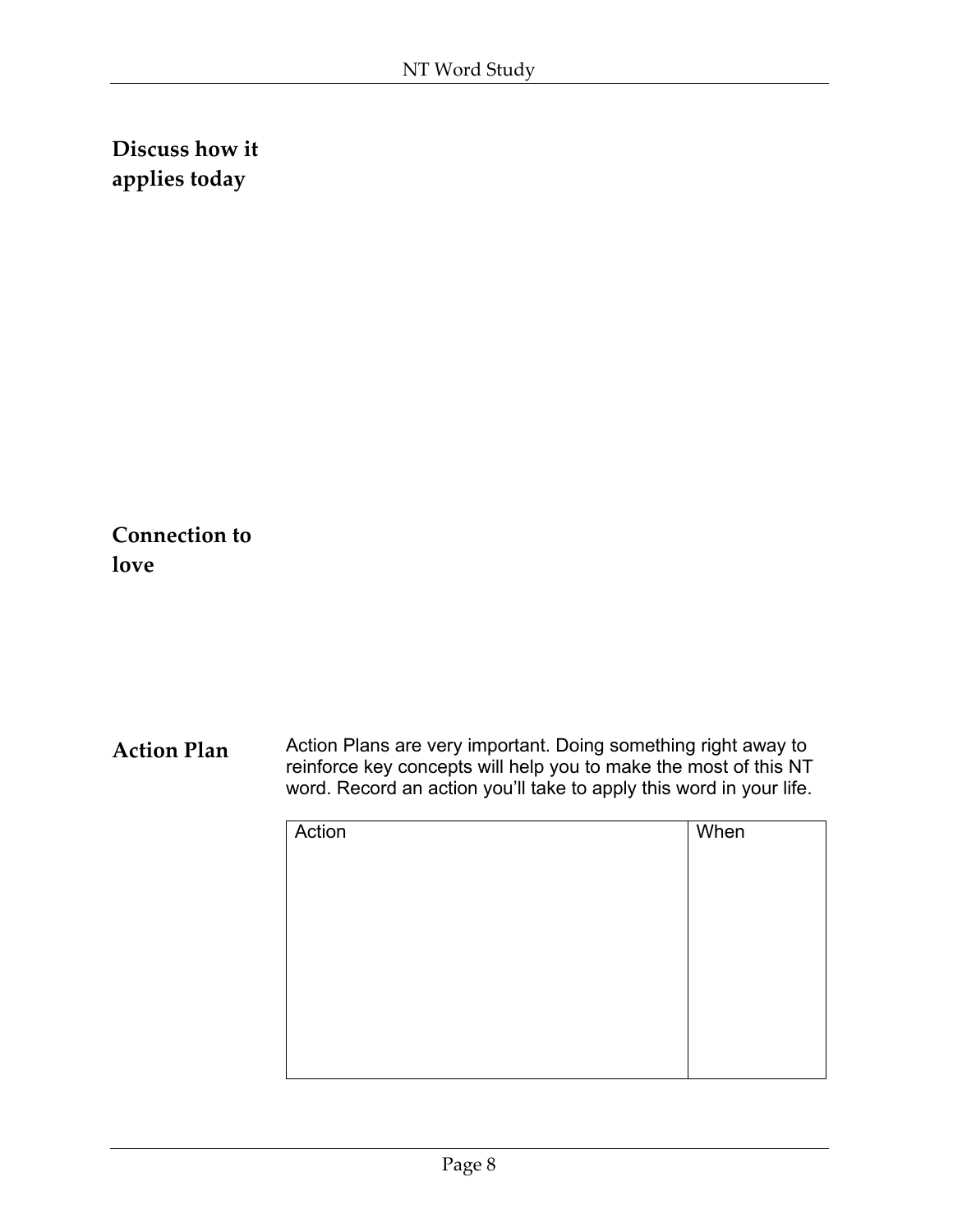## Discuss how it applies today

## Connection to love

## Action Plan

Action Plans are very important. Doing something right away to reinforce key concepts will help you to make the most of this NT word. Record an action you'll take to apply this word in your life.

| Action | When |
| --- | --- |
| | |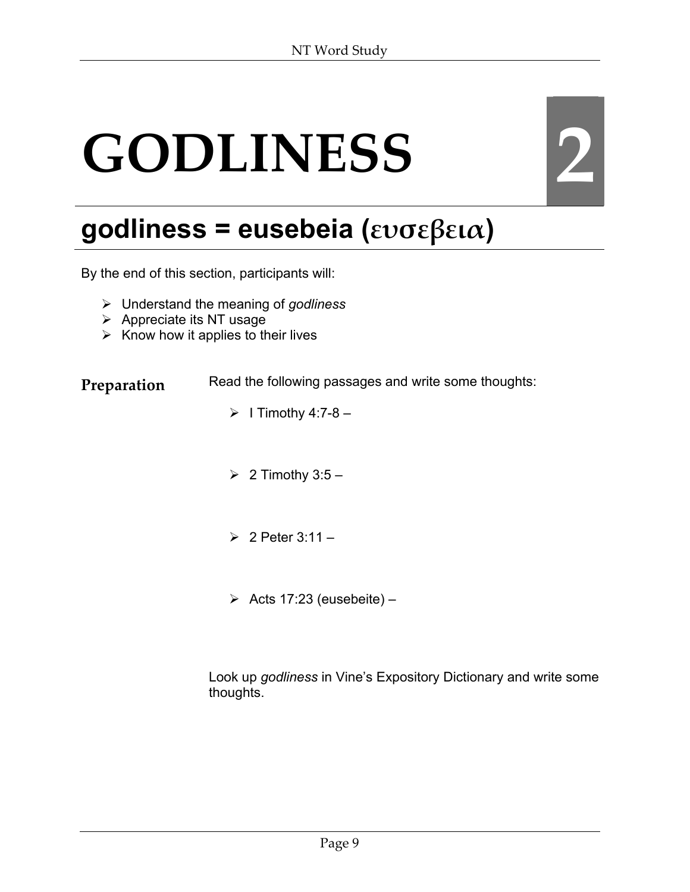# GODLINESS

**2**

## godliness = eusebeia (ευσεβεια)

By the end of this section, participants will:

- Understand the meaning of *godliness*
- Appreciate its NT usage
- Know how it applies to their lives

**Preparation**

Read the following passages and write some thoughts:

- I Timothy 4:7-8 –
- 2 Timothy 3:5 –
- 2 Peter 3:11 –
- Acts 17:23 (eusebeite) –

Look up *godliness* in Vine's Expository Dictionary and write some thoughts.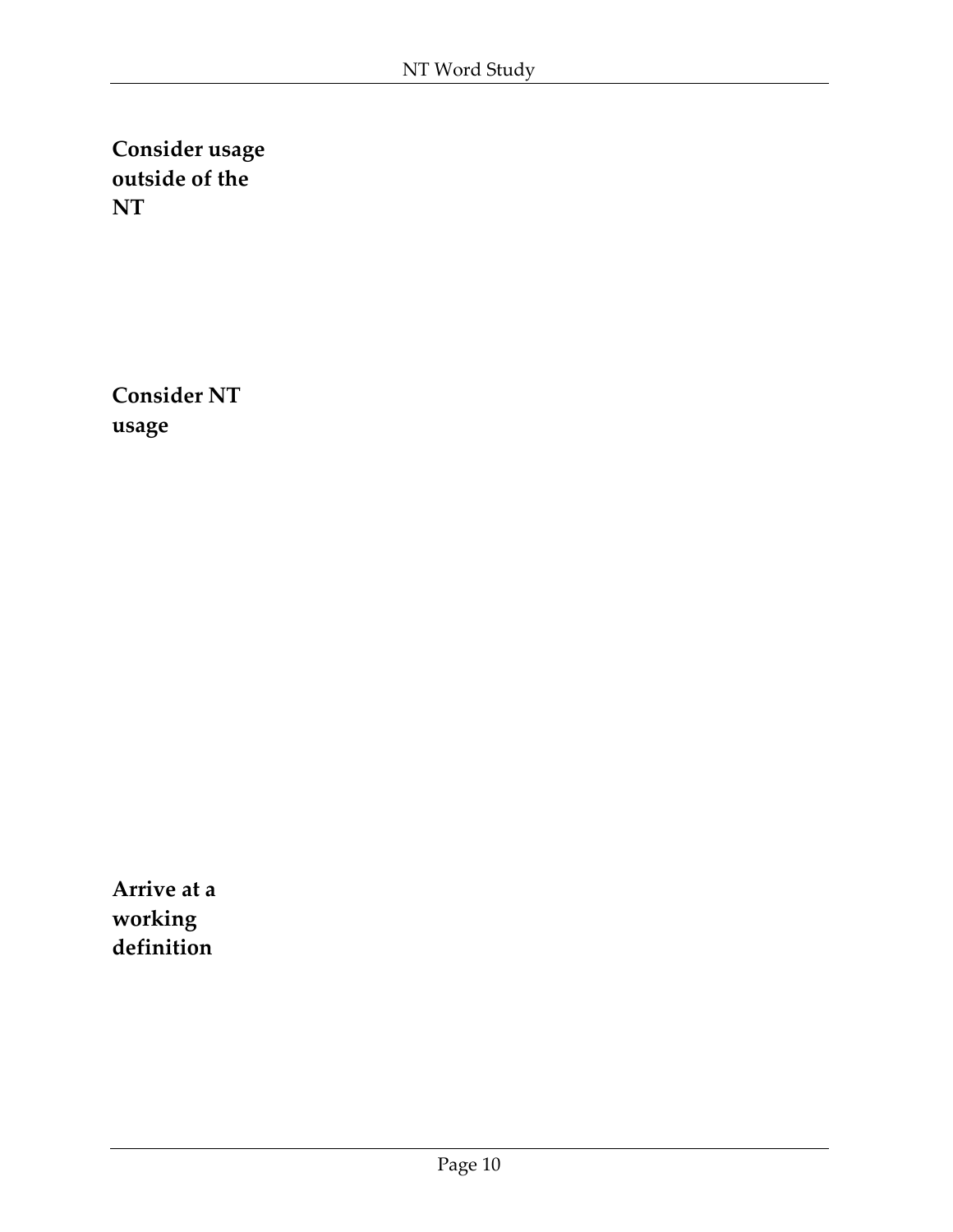**Consider usage outside of the NT**

**Consider NT usage**

**Arrive at a working definition**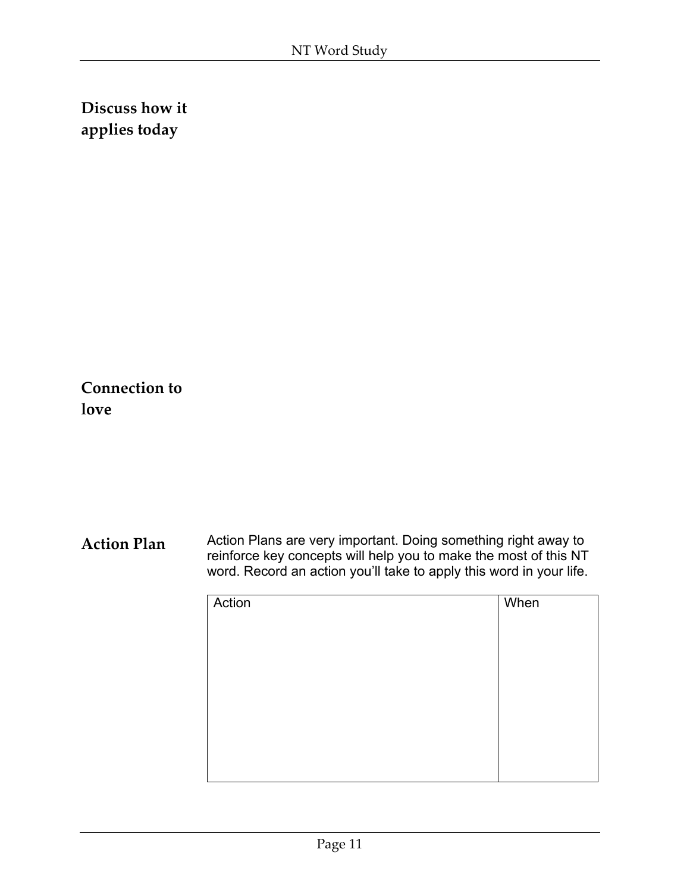**Discuss how it applies today**

**Connection to love**

**Action Plan**

Action Plans are very important. Doing something right away to reinforce key concepts will help you to make the most of this NT word. Record an action you'll take to apply this word in your life.

| Action | When |
|---|---|
| | |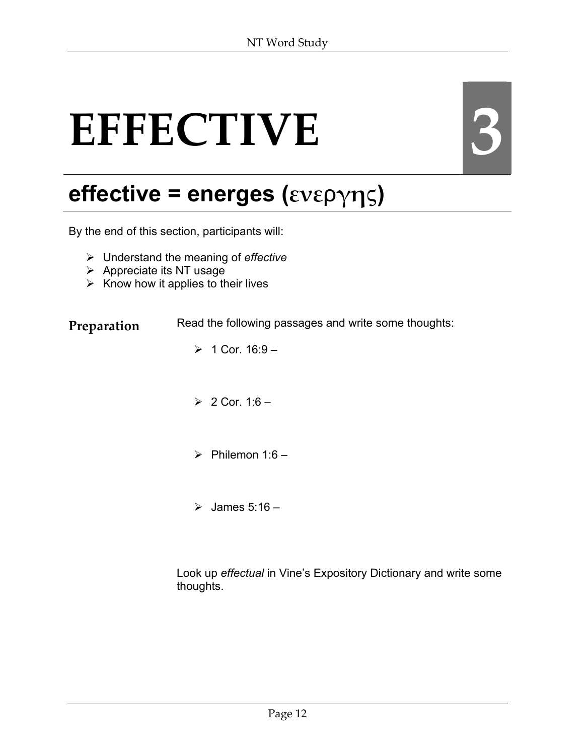# EFFECTIVE

3

## effective = energes (ενεργης)

By the end of this section, participants will:

- Understand the meaning of *effective*
- Appreciate its NT usage
- Know how it applies to their lives

**Preparation**

Read the following passages and write some thoughts:

- 1 Cor. 16:9 –
- 2 Cor. 1:6 –
- Philemon 1:6 –
- James 5:16 –

Look up *effectual* in Vine's Expository Dictionary and write some thoughts.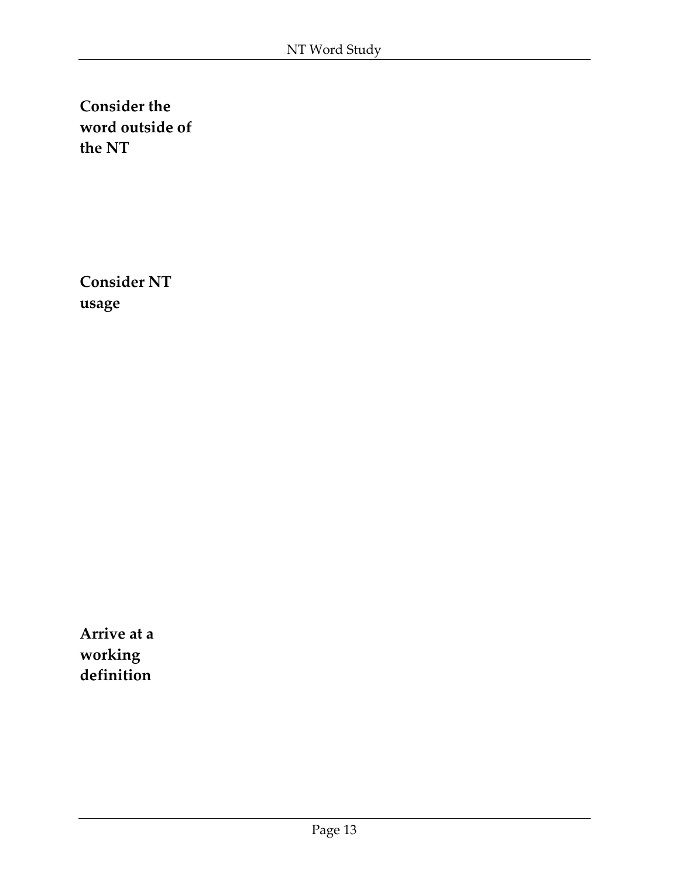**Consider the word outside of the NT**

**Consider NT usage**

**Arrive at a working definition**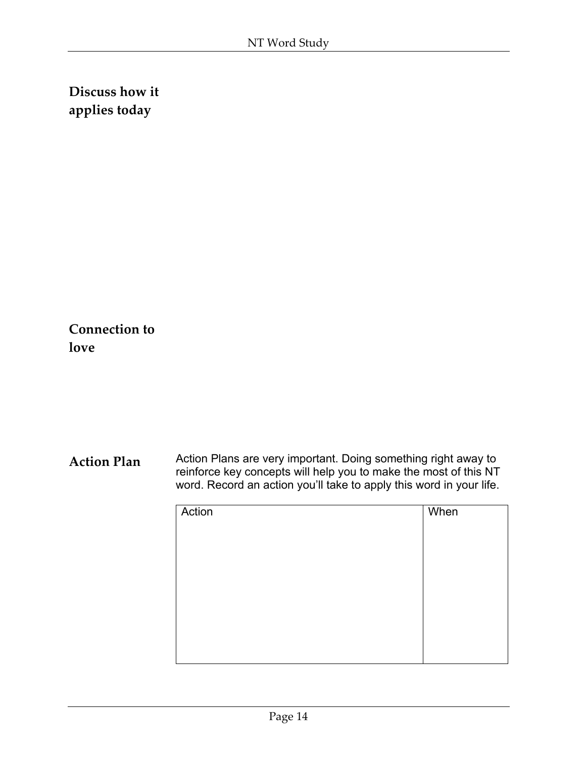**Discuss how it applies today**

**Connection to love**

**Action Plan**

Action Plans are very important. Doing something right away to reinforce key concepts will help you to make the most of this NT word. Record an action you'll take to apply this word in your life.

| Action | When |
|---|---|
| | |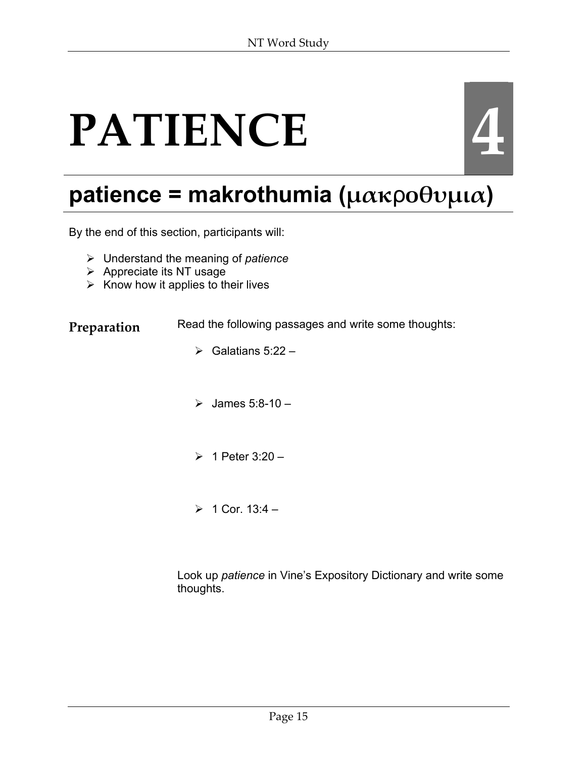# PATIENCE

4

## patience = makrothumia (μακροθυμια)

By the end of this section, participants will:

- Understand the meaning of *patience*
- Appreciate its NT usage
- Know how it applies to their lives

**Preparation**

Read the following passages and write some thoughts:

- Galatians 5:22 –
- James 5:8-10 –
- 1 Peter 3:20 –
- 1 Cor. 13:4 –

Look up *patience* in Vine's Expository Dictionary and write some thoughts.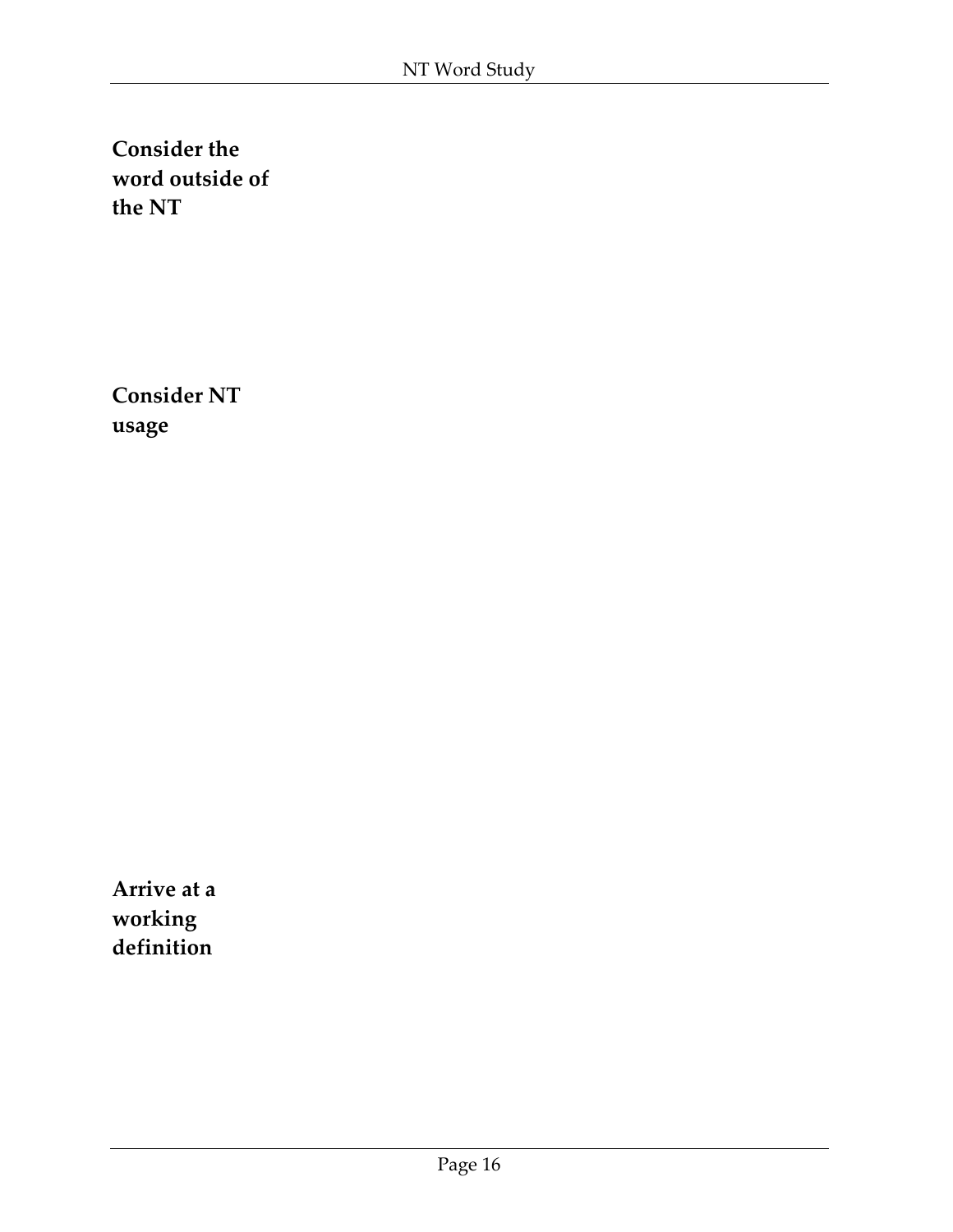**Consider the word outside of the NT**

**Consider NT usage**

**Arrive at a working definition**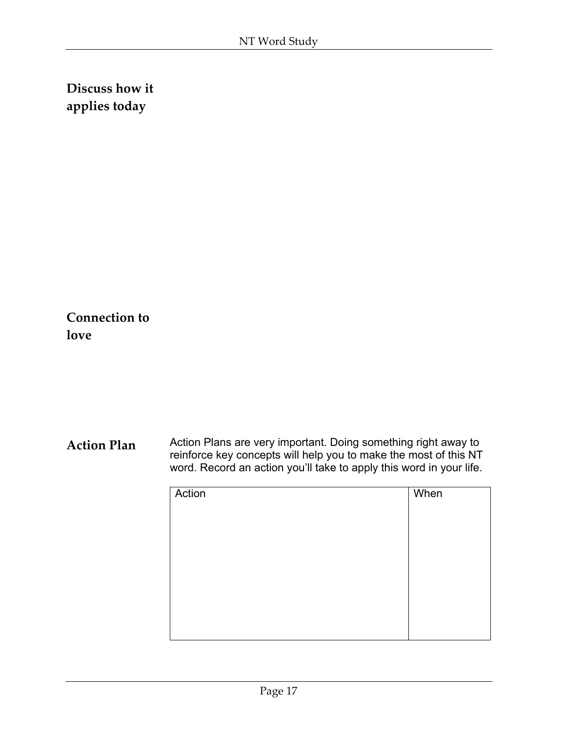**Discuss how it applies today**

**Connection to love**

**Action Plan**

Action Plans are very important. Doing something right away to reinforce key concepts will help you to make the most of this NT word. Record an action you'll take to apply this word in your life.

| Action | When |
| --- | --- |
| | |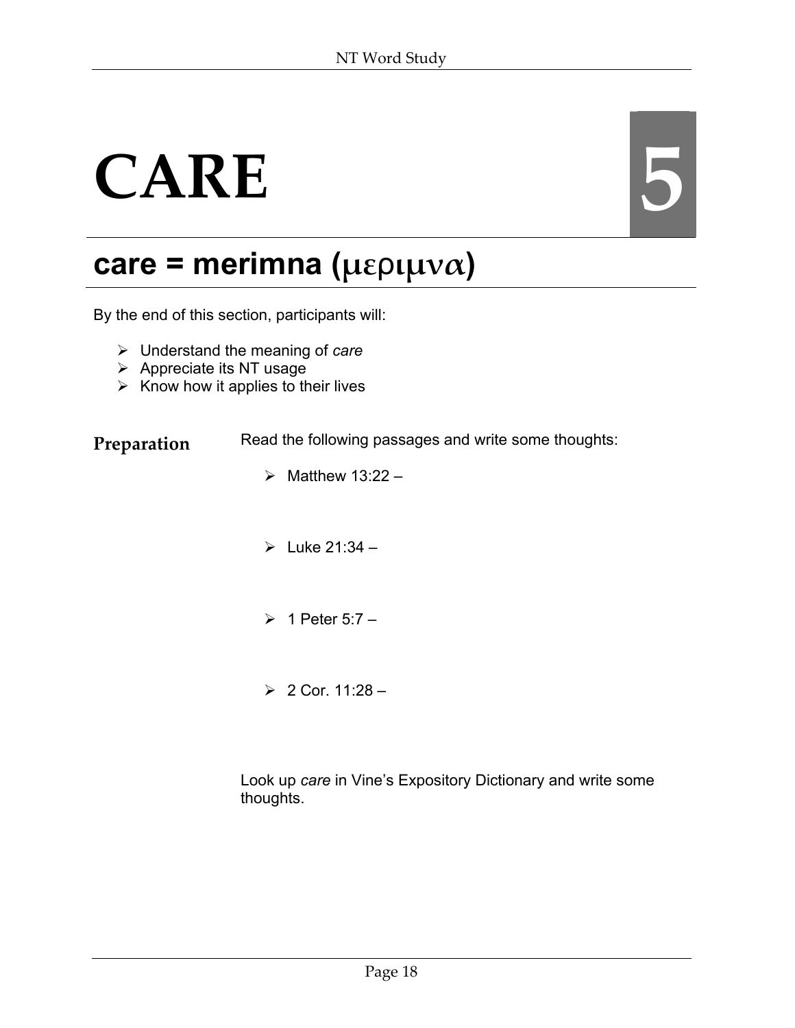# CARE

## 5

## care = merimna (μεριμνα)

By the end of this section, participants will:

- Understand the meaning of *care*
- Appreciate its NT usage
- Know how it applies to their lives

**Preparation**

Read the following passages and write some thoughts:

- Matthew 13:22 –
- Luke 21:34 –
- 1 Peter 5:7 –
- 2 Cor. 11:28 –

Look up *care* in Vine's Expository Dictionary and write some thoughts.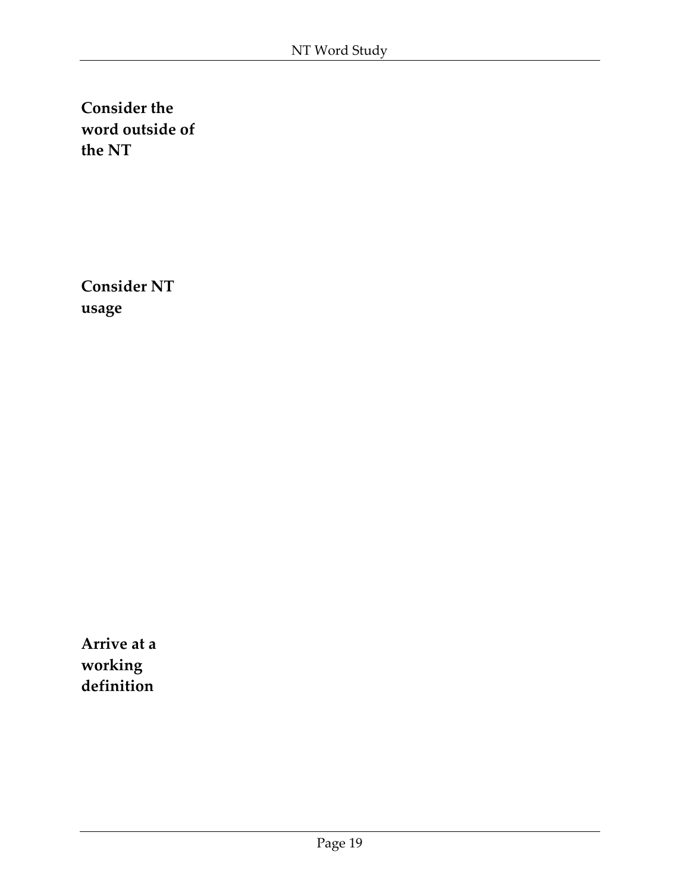**Consider the word outside of the NT**

**Consider NT usage**

**Arrive at a working definition**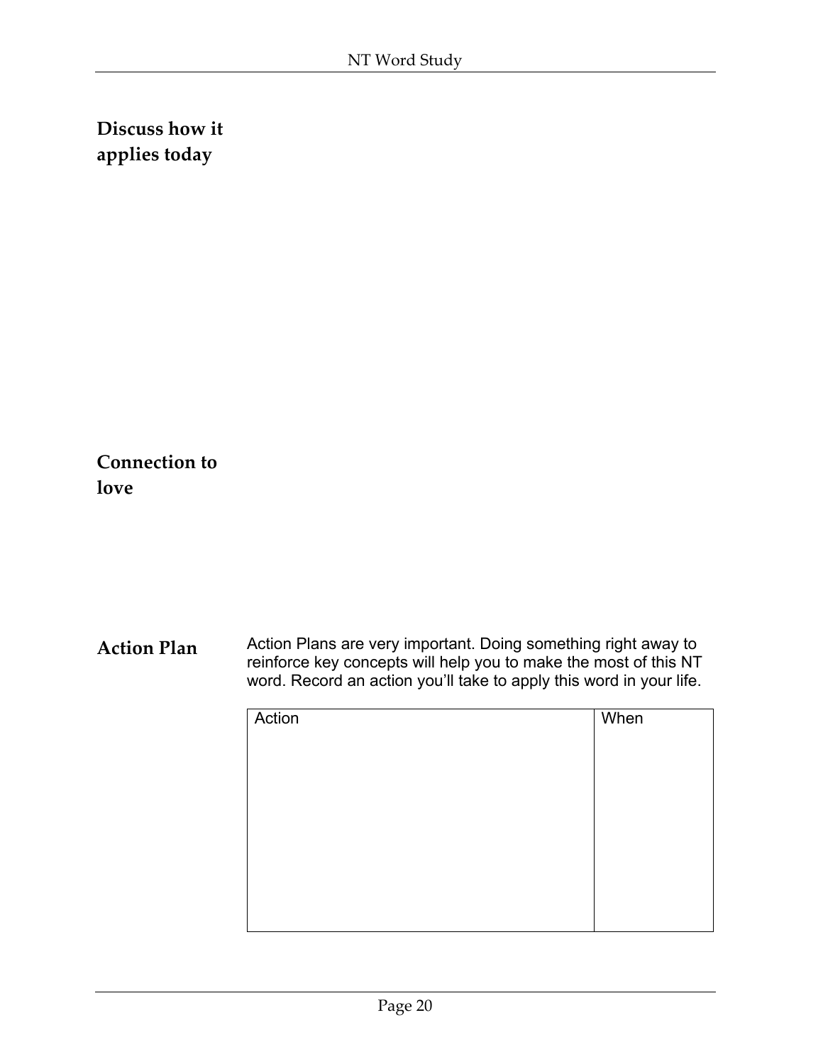**Discuss how it applies today**

**Connection to love**

**Action Plan**

Action Plans are very important. Doing something right away to reinforce key concepts will help you to make the most of this NT word. Record an action you'll take to apply this word in your life.

| Action | When |
| --- | --- |
| | |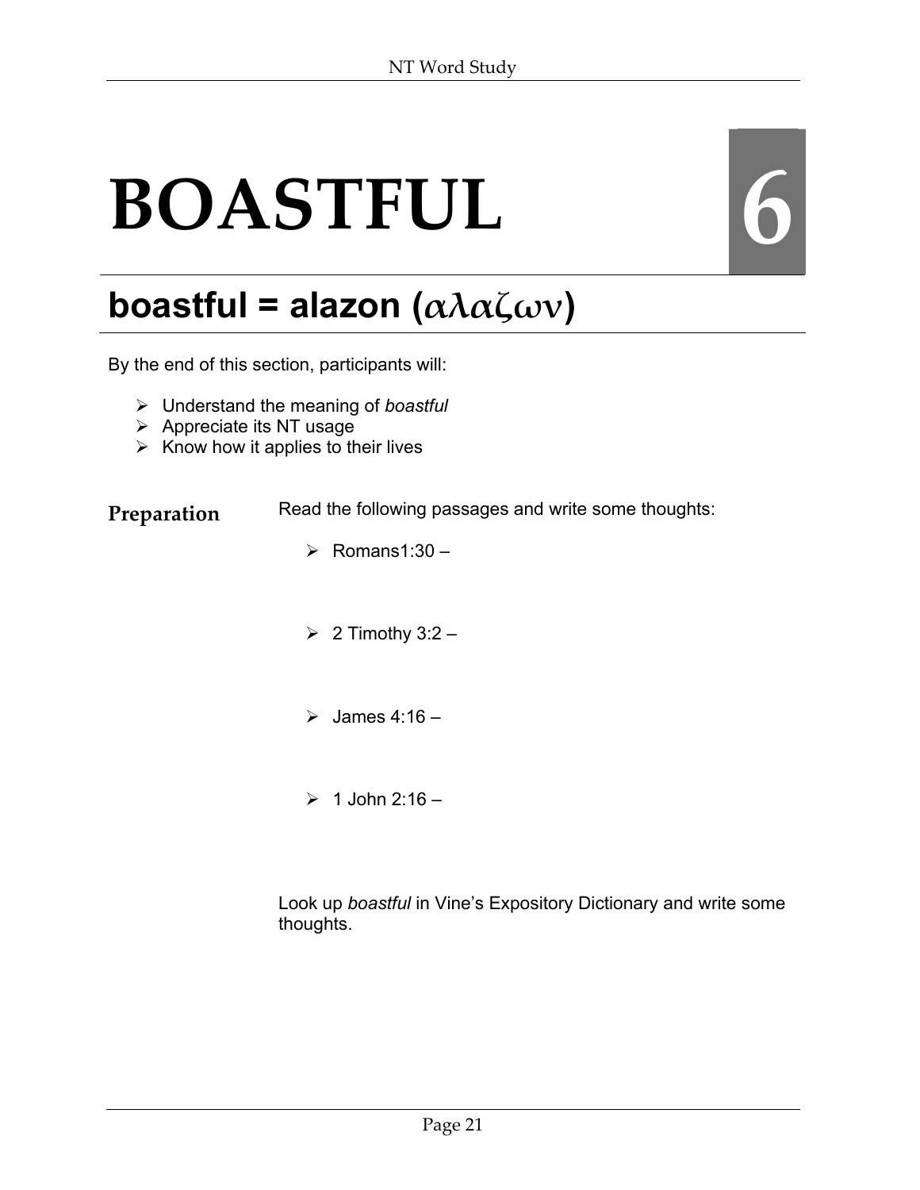# BOASTFUL

6

## boastful = alazon (αλαζων)

By the end of this section, participants will:

- Understand the meaning of *boastful*
- Appreciate its NT usage
- Know how it applies to their lives

**Preparation**

Read the following passages and write some thoughts:

- Romans1:30 –
- 2 Timothy 3:2 –
- James 4:16 –
- 1 John 2:16 –

Look up *boastful* in Vine's Expository Dictionary and write some thoughts.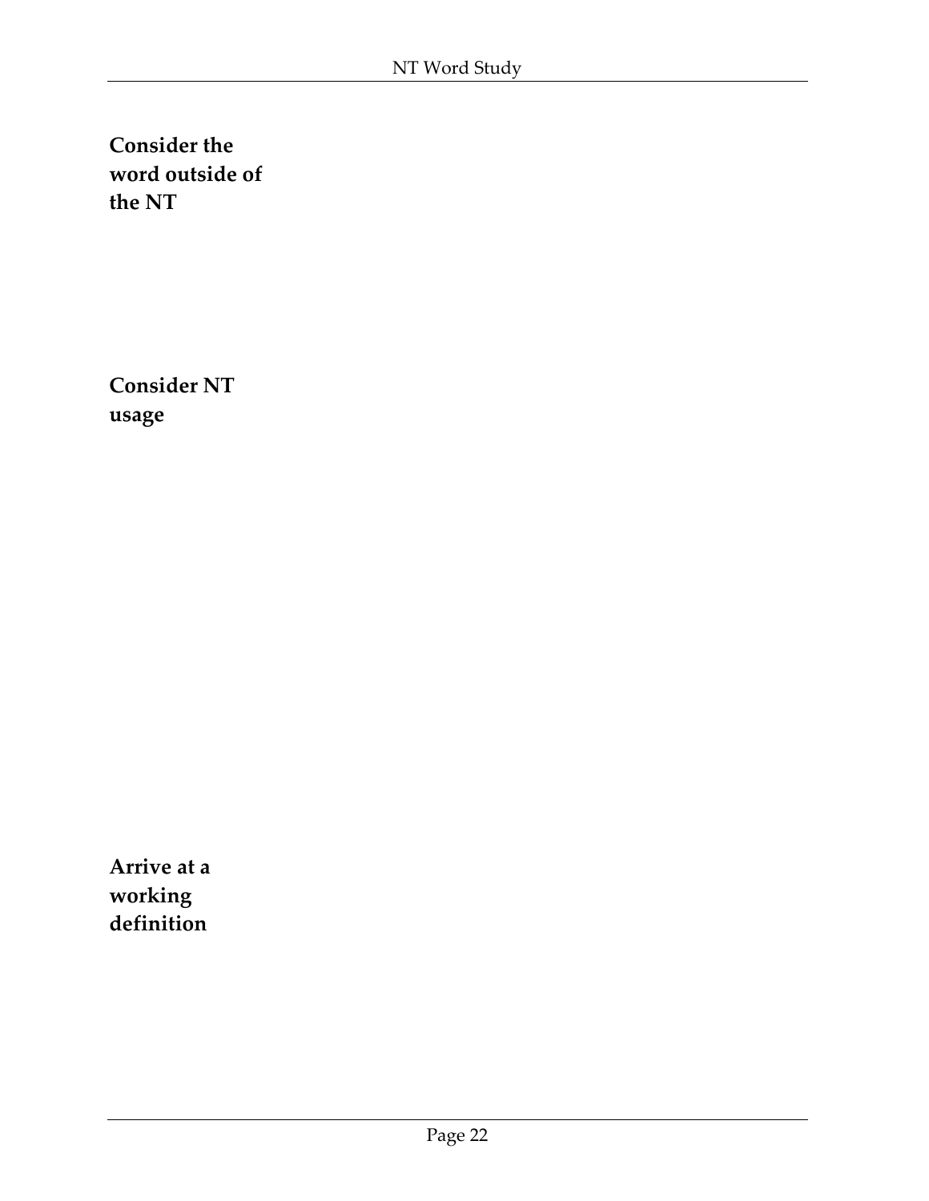**Consider the word outside of the NT**

**Consider NT usage**

**Arrive at a working definition**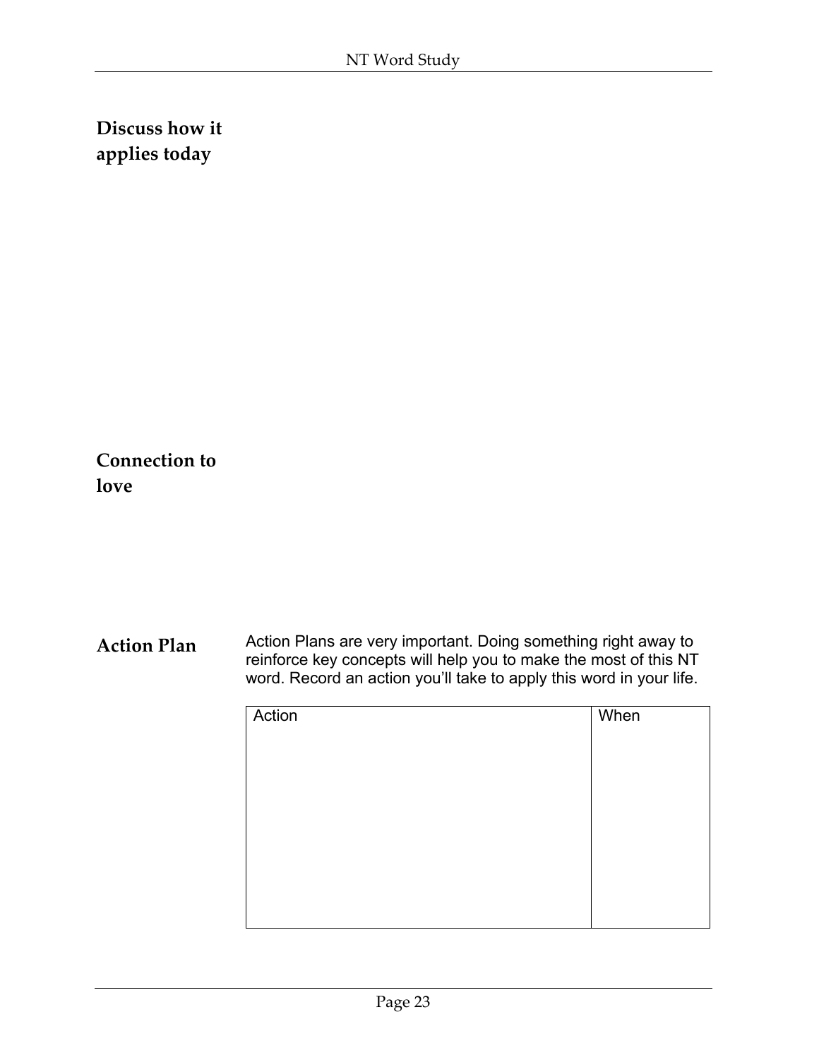**Discuss how it applies today**

**Connection to love**

**Action Plan**

Action Plans are very important. Doing something right away to reinforce key concepts will help you to make the most of this NT word. Record an action you'll take to apply this word in your life.

| Action | When |
| --- | --- |
| | |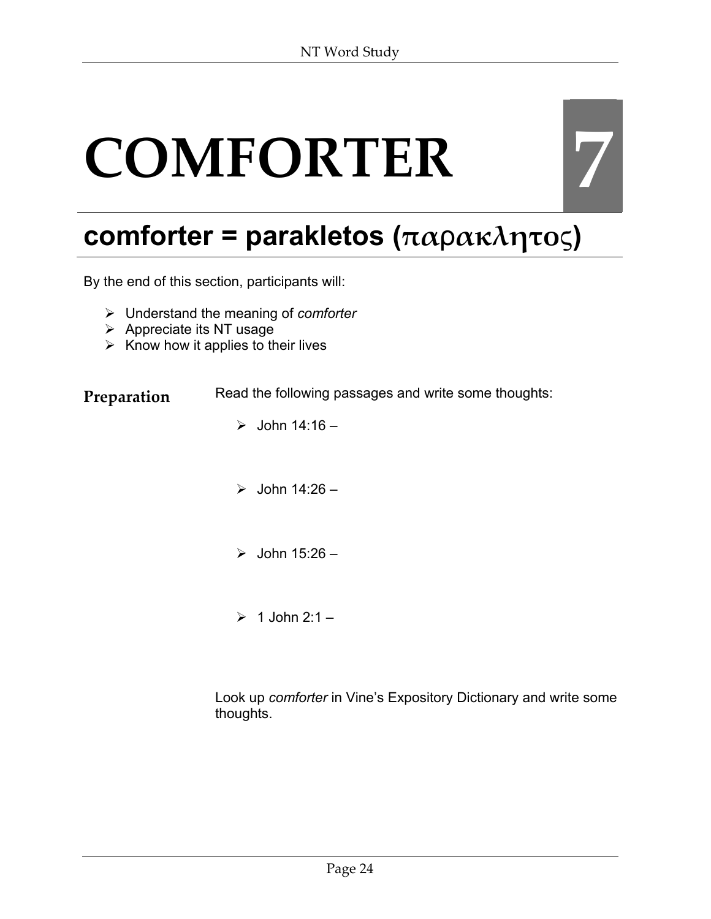# COMFORTER 7

## comforter = parakletos (παρακλητος)

By the end of this section, participants will:

- Understand the meaning of *comforter*
- Appreciate its NT usage
- Know how it applies to their lives

**Preparation**

Read the following passages and write some thoughts:

- John 14:16 –
- John 14:26 –
- John 15:26 –
- 1 John 2:1 –

Look up *comforter* in Vine's Expository Dictionary and write some thoughts.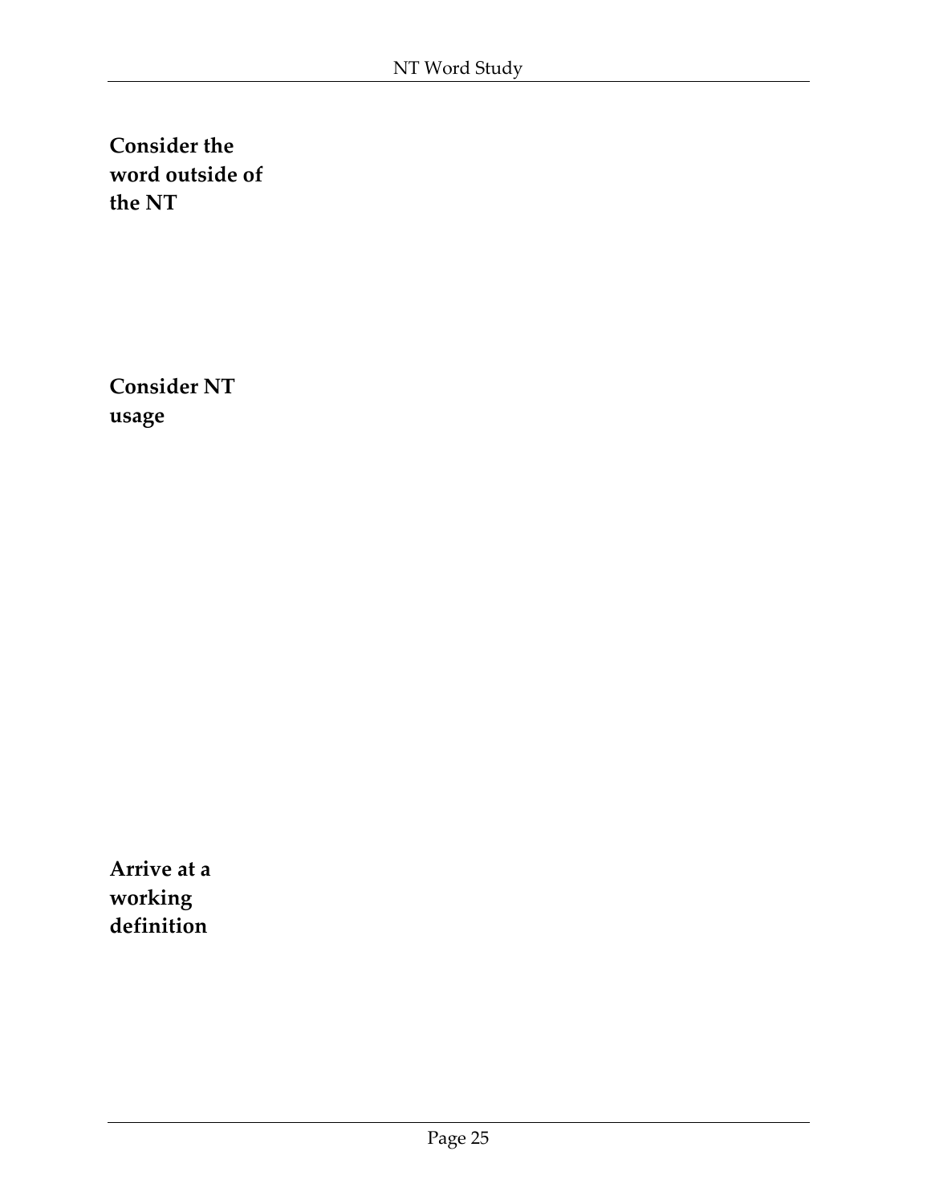**Consider the word outside of the NT**

**Consider NT usage**

**Arrive at a working definition**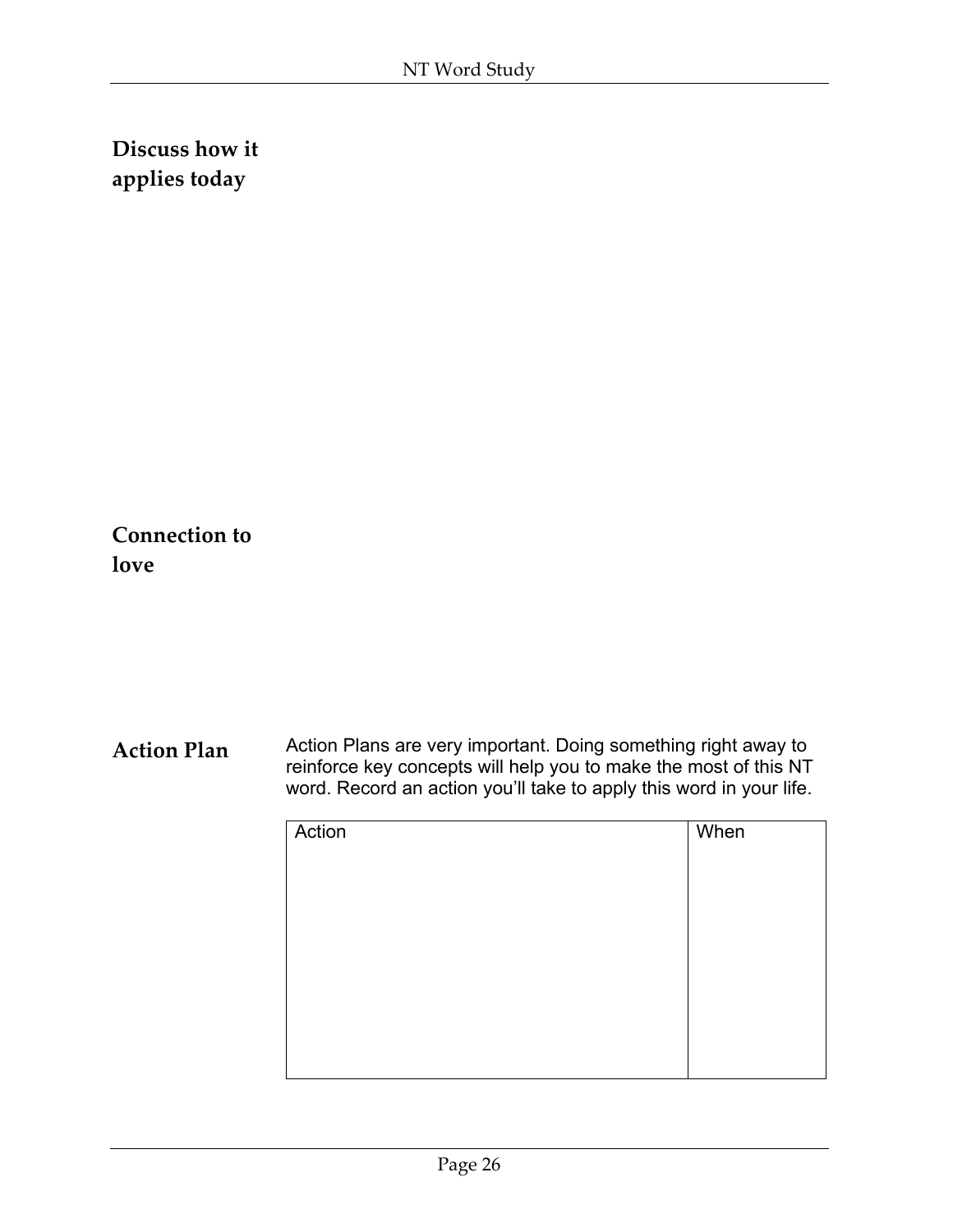**Discuss how it applies today**

**Connection to love**

**Action Plan**

Action Plans are very important. Doing something right away to reinforce key concepts will help you to make the most of this NT word. Record an action you'll take to apply this word in your life.

| Action | When |
| --- | --- |
| | |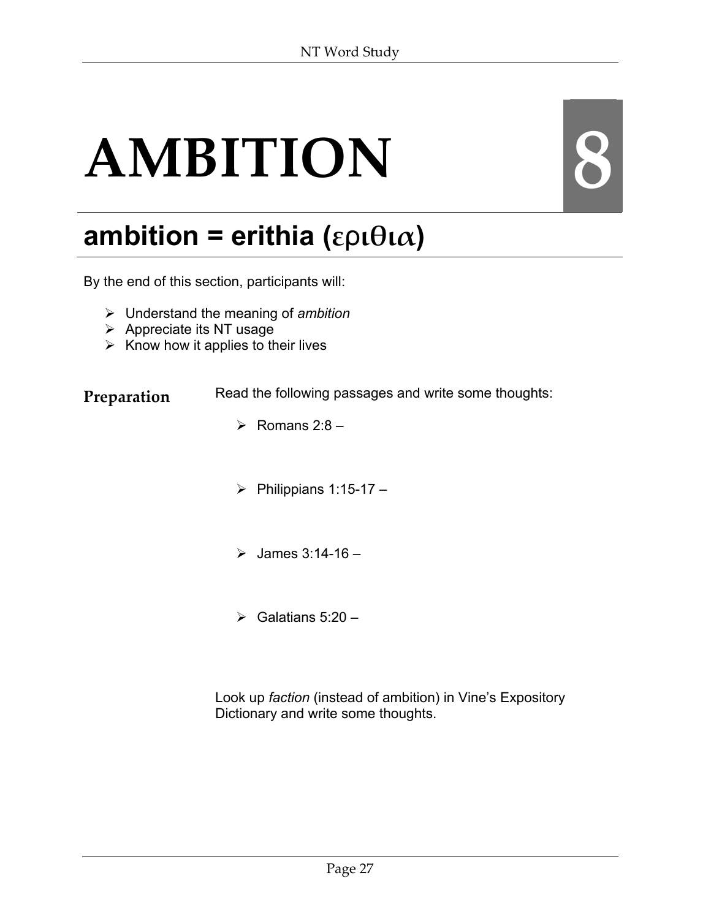# AMBITION 8

## ambition = erithia (εριθια)

By the end of this section, participants will:

- Understand the meaning of *ambition*
- Appreciate its NT usage
- Know how it applies to their lives

**Preparation**

Read the following passages and write some thoughts:

- Romans 2:8 –
- Philippians 1:15-17 –
- James 3:14-16 –
- Galatians 5:20 –

Look up *faction* (instead of ambition) in Vine's Expository Dictionary and write some thoughts.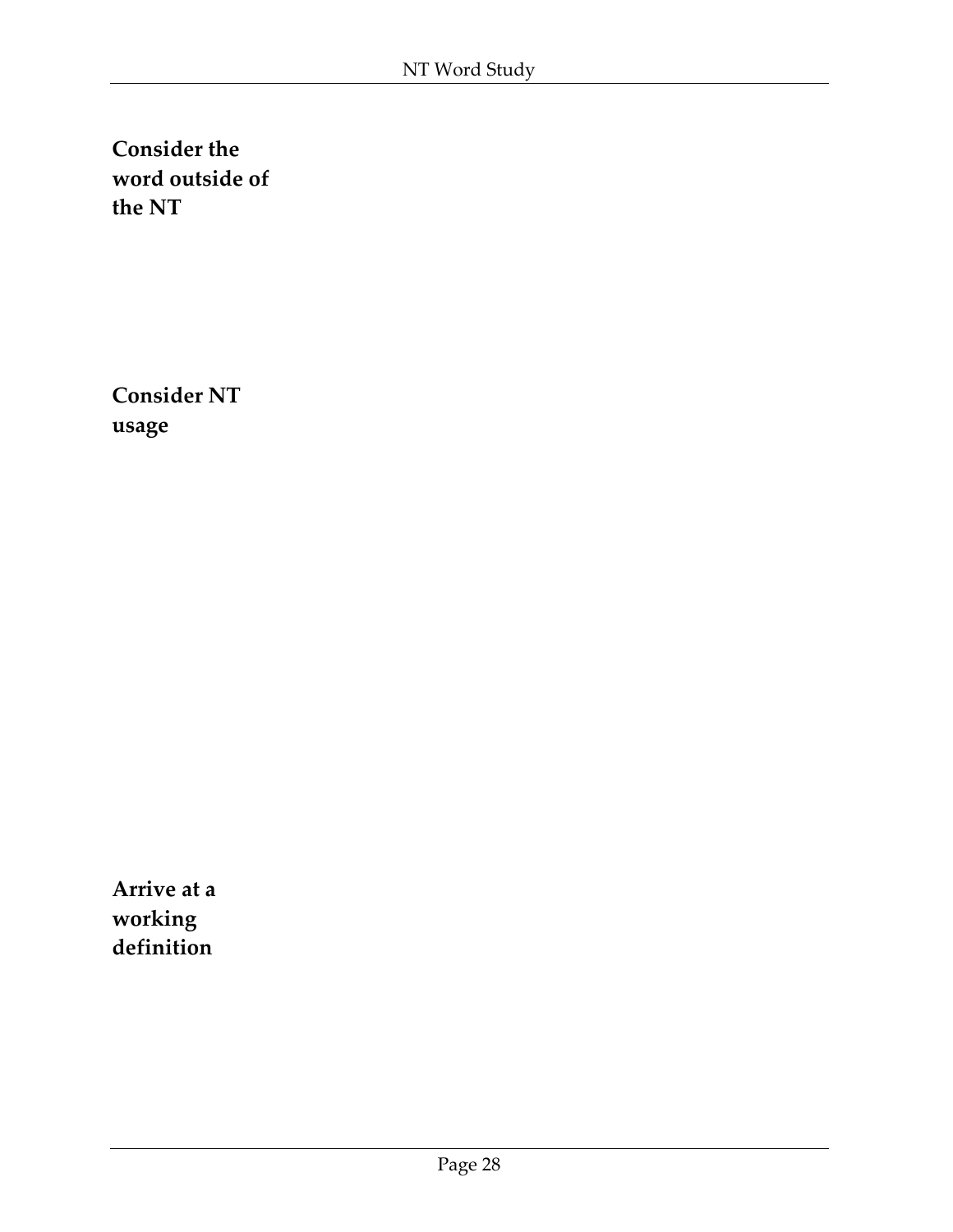**Consider the word outside of the NT**

**Consider NT usage**

**Arrive at a working definition**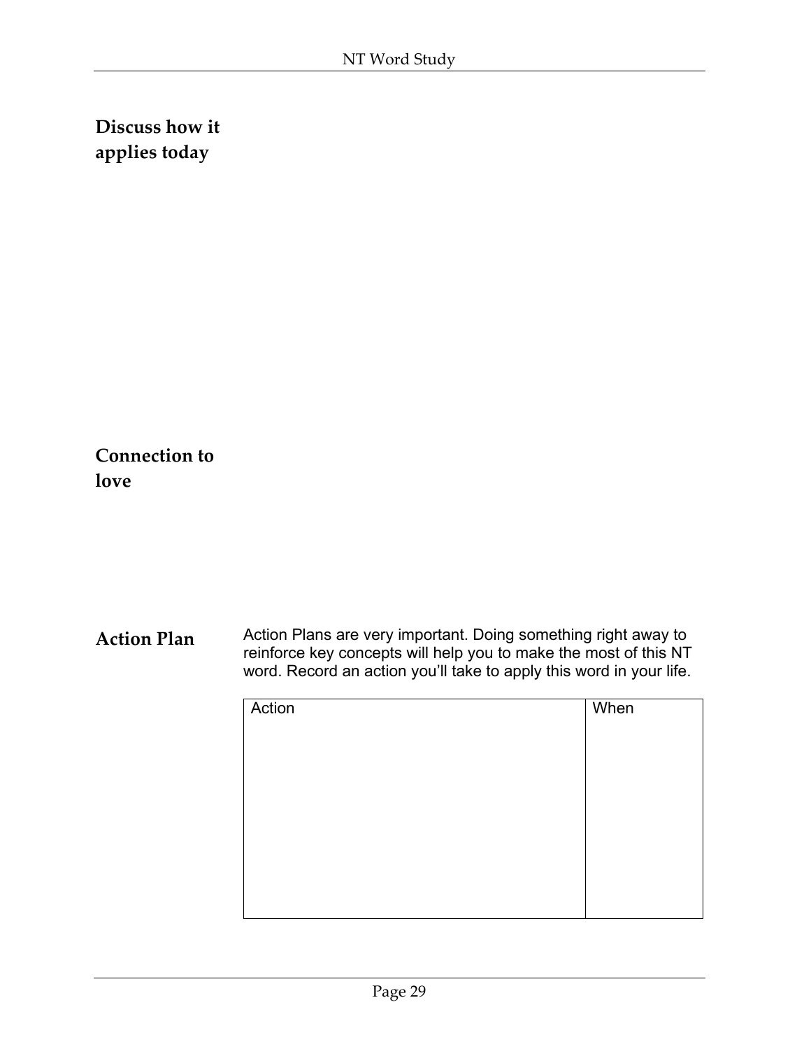## Discuss how it applies today

## Connection to love

## Action Plan

Action Plans are very important. Doing something right away to reinforce key concepts will help you to make the most of this NT word. Record an action you'll take to apply this word in your life.

| Action | When |
| --- | --- |
| | |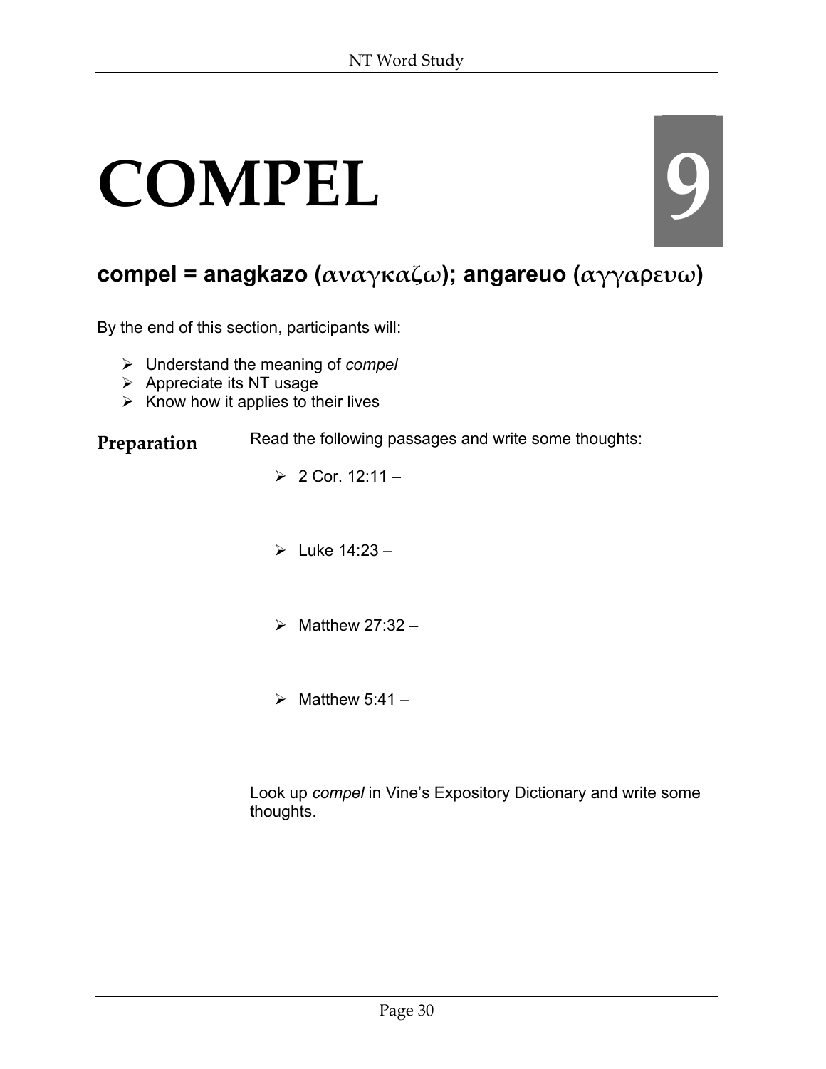# COMPEL

# 9

## compel = anagkazo (αναγκαζω); angareuo (αγγαρευω)

By the end of this section, participants will:

- Understand the meaning of *compel*
- Appreciate its NT usage
- Know how it applies to their lives

**Preparation**

Read the following passages and write some thoughts:

- 2 Cor. 12:11 –
- Luke 14:23 –
- Matthew 27:32 –
- Matthew 5:41 –

Look up *compel* in Vine's Expository Dictionary and write some thoughts.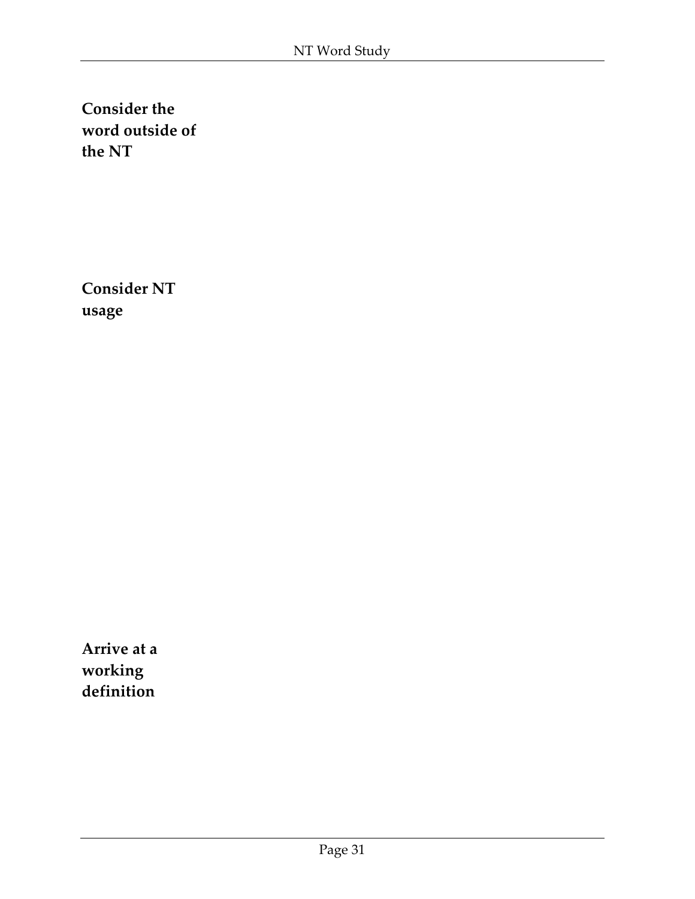**Consider the word outside of the NT**

**Consider NT usage**

**Arrive at a working definition**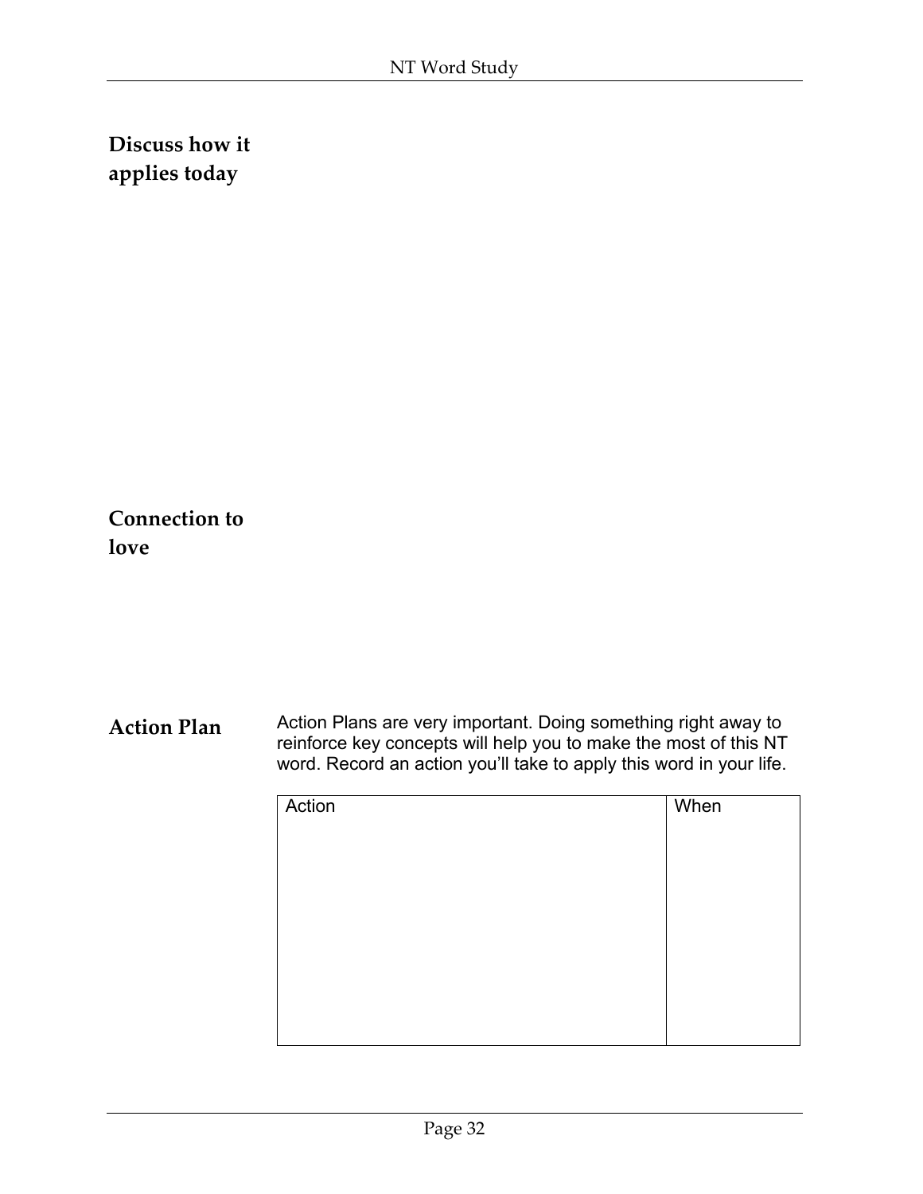**Discuss how it applies today**

**Connection to love**

**Action Plan**

Action Plans are very important. Doing something right away to reinforce key concepts will help you to make the most of this NT word. Record an action you'll take to apply this word in your life.

| Action | When |
| --- | --- |
| | |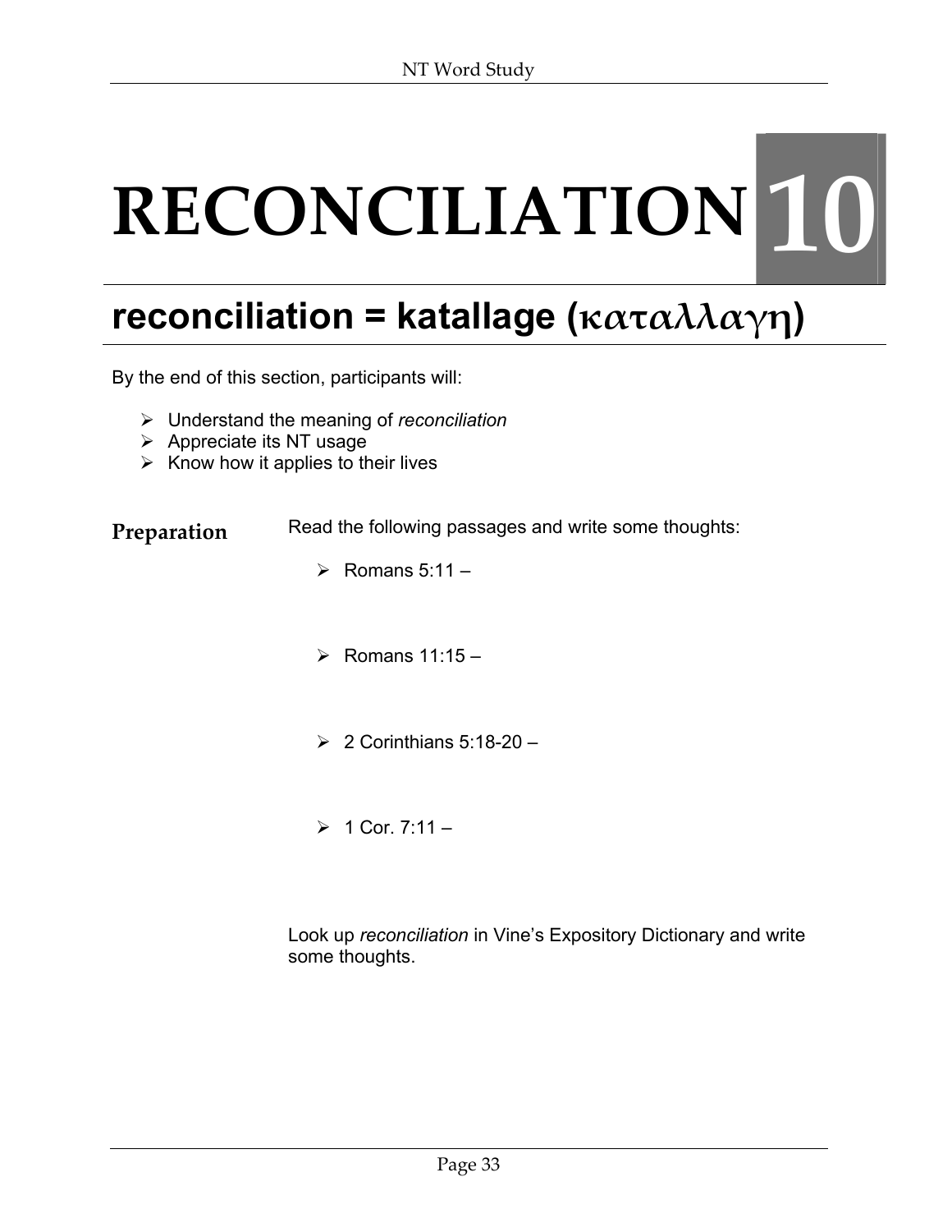# RECONCILIATION 10

## reconciliation = katallage (καταλλαγη)

By the end of this section, participants will:

- Understand the meaning of *reconciliation*
- Appreciate its NT usage
- Know how it applies to their lives

**Preparation**

Read the following passages and write some thoughts:

- Romans 5:11 –
- Romans 11:15 –
- 2 Corinthians 5:18-20 –
- 1 Cor. 7:11 –

Look up *reconciliation* in Vine's Expository Dictionary and write some thoughts.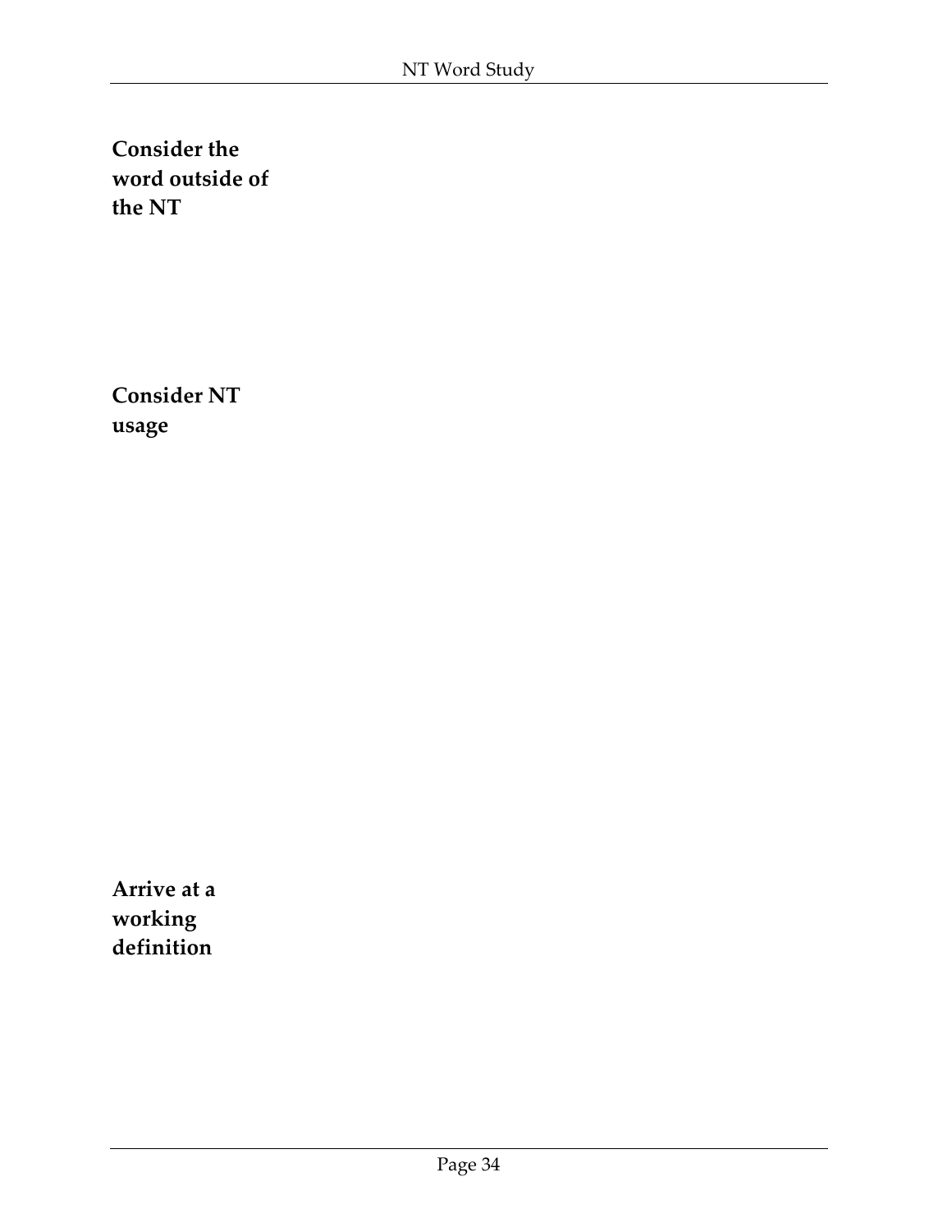**Consider the word outside of the NT**

**Consider NT usage**

**Arrive at a working definition**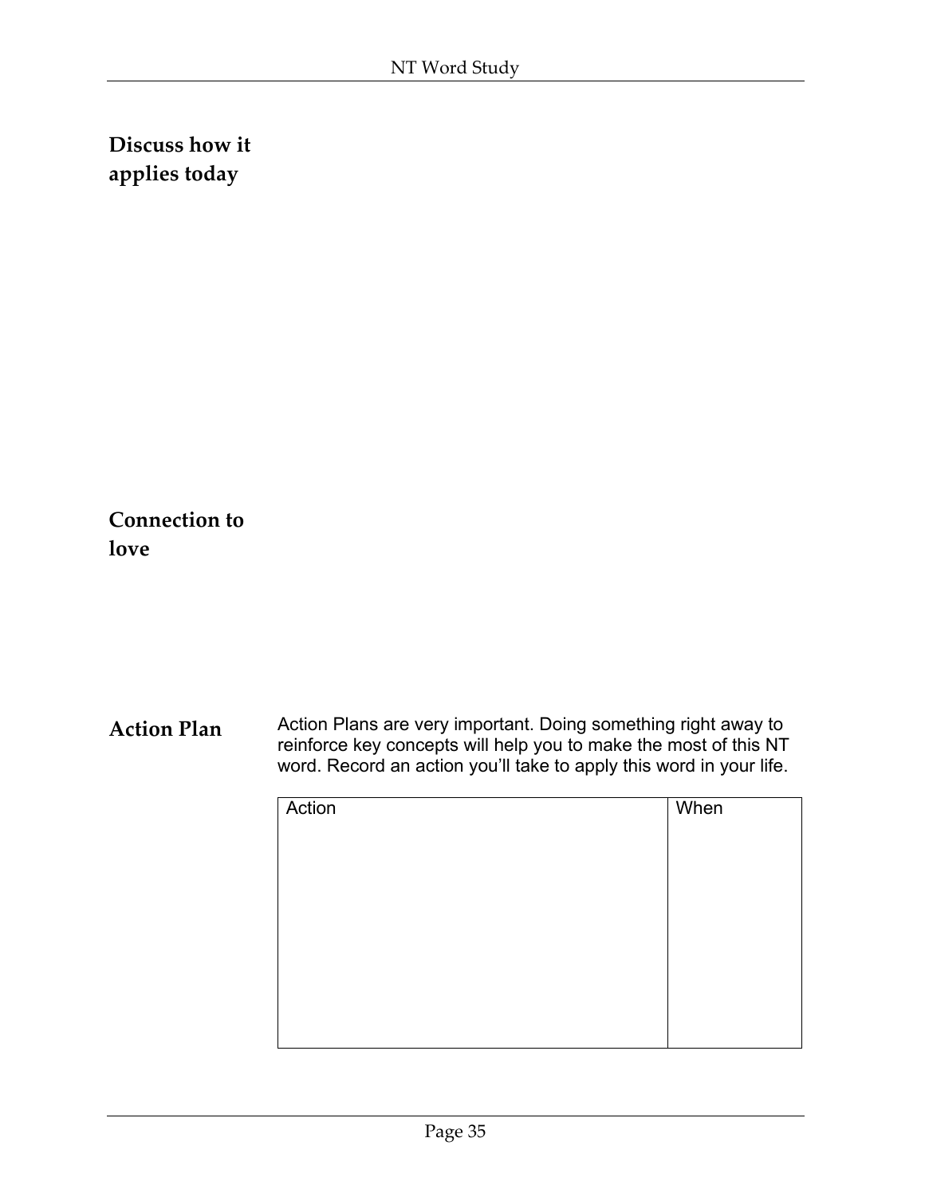**Discuss how it applies today**

**Connection to love**

**Action Plan**

Action Plans are very important. Doing something right away to reinforce key concepts will help you to make the most of this NT word. Record an action you'll take to apply this word in your life.

| Action | When |
| --- | --- |
| | |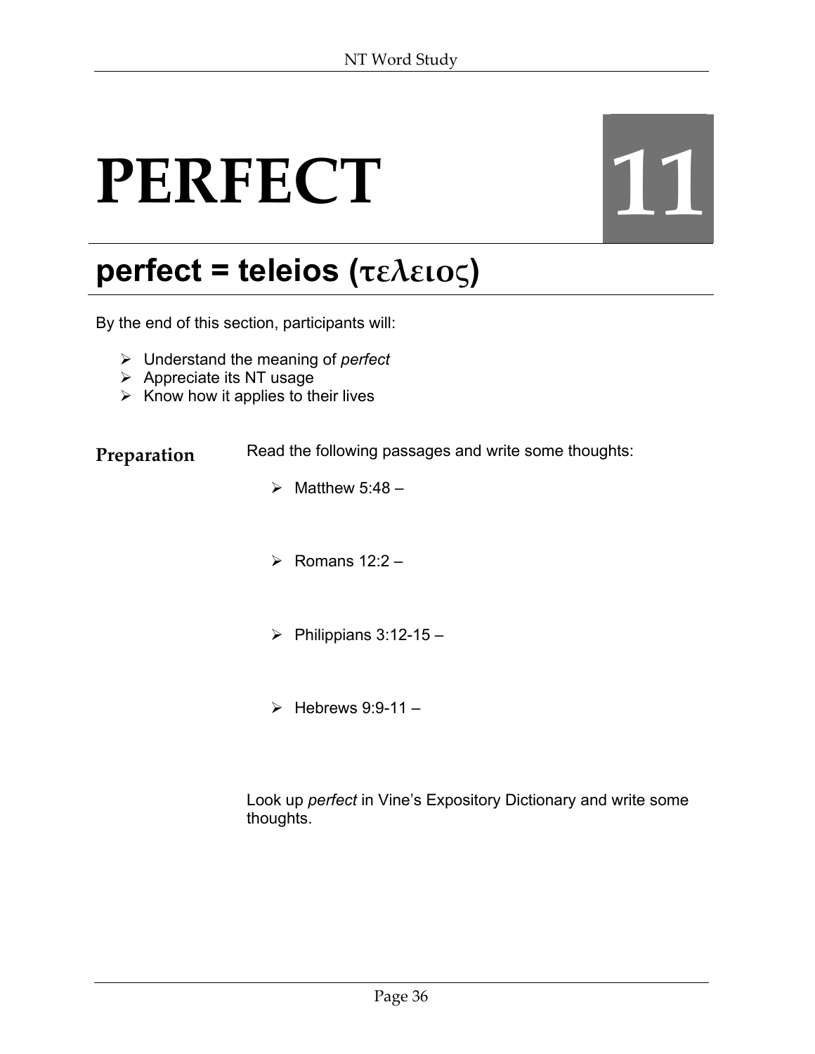# PERFECT

11

## perfect = teleios (τελειος)

By the end of this section, participants will:

- Understand the meaning of *perfect*
- Appreciate its NT usage
- Know how it applies to their lives

**Preparation**

Read the following passages and write some thoughts:

- Matthew 5:48 –
- Romans 12:2 –
- Philippians 3:12-15 –
- Hebrews 9:9-11 –

Look up *perfect* in Vine's Expository Dictionary and write some thoughts.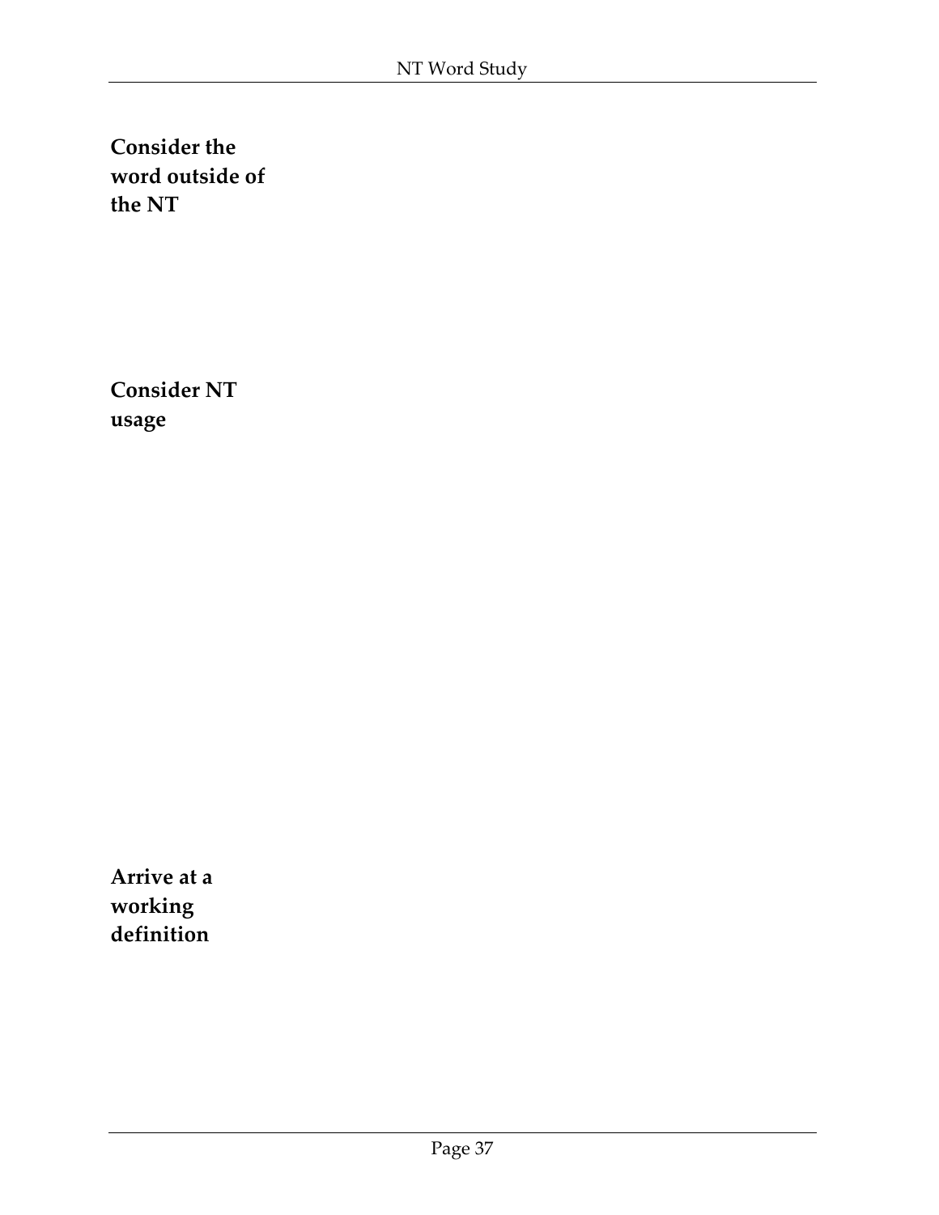**Consider the word outside of the NT**

**Consider NT usage**

**Arrive at a working definition**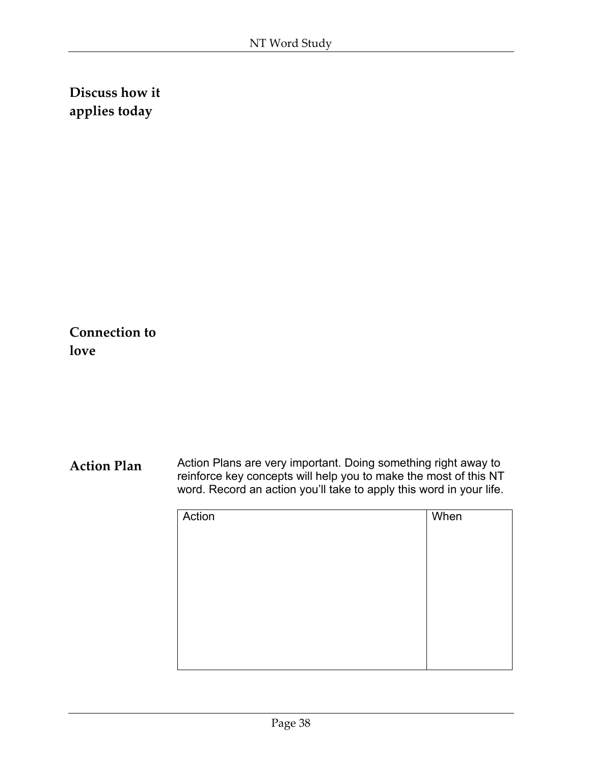**Discuss how it applies today**

**Connection to love**

**Action Plan**

Action Plans are very important. Doing something right away to reinforce key concepts will help you to make the most of this NT word. Record an action you'll take to apply this word in your life.

| Action | When |
| --- | --- |
| | |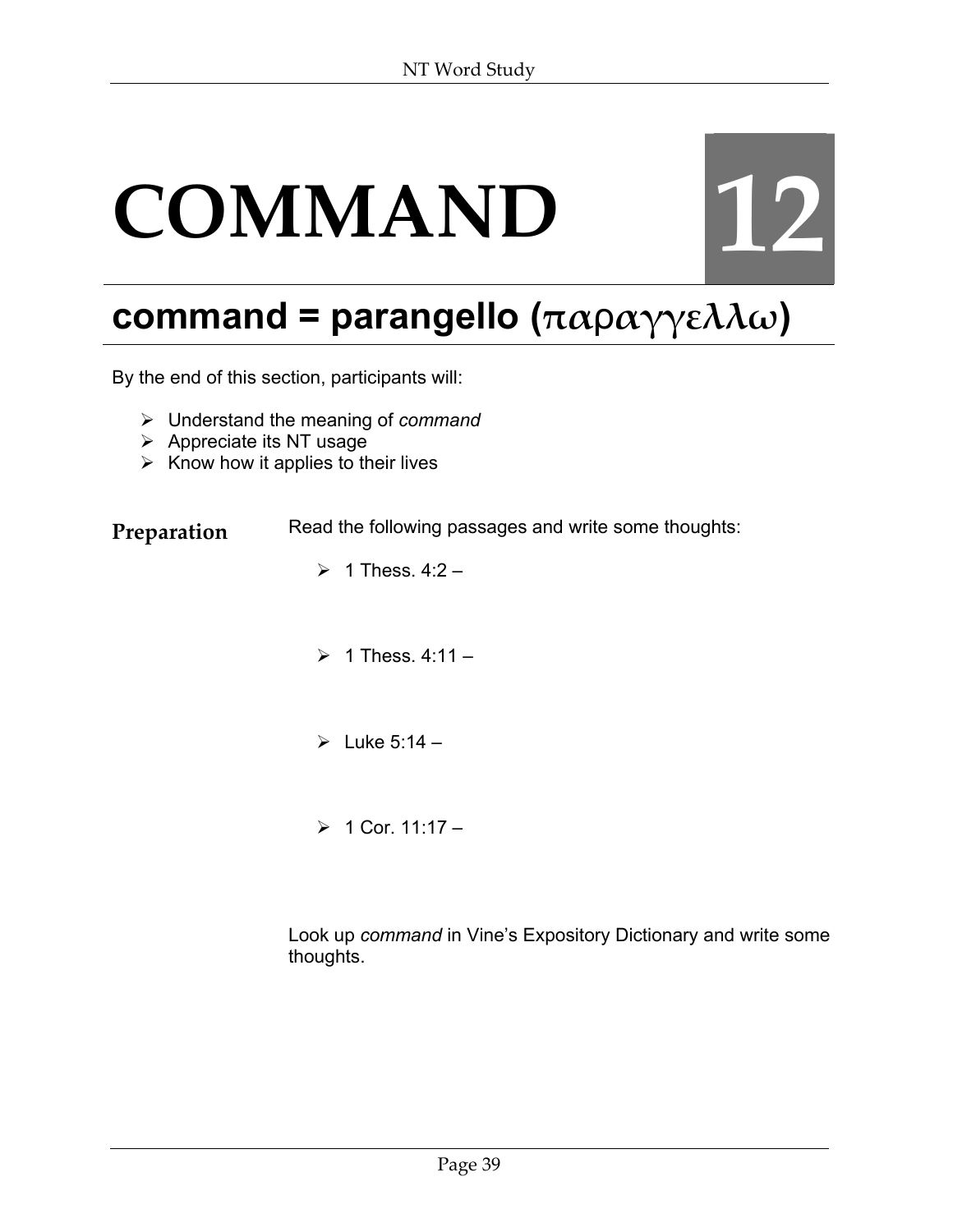# COMMAND 12

## command = parangello (παραγγελλω)

By the end of this section, participants will:

- Understand the meaning of *command*
- Appreciate its NT usage
- Know how it applies to their lives

**Preparation**

Read the following passages and write some thoughts:

- 1 Thess. 4:2 –
- 1 Thess. 4:11 –
- Luke 5:14 –
- 1 Cor. 11:17 –

Look up *command* in Vine's Expository Dictionary and write some thoughts.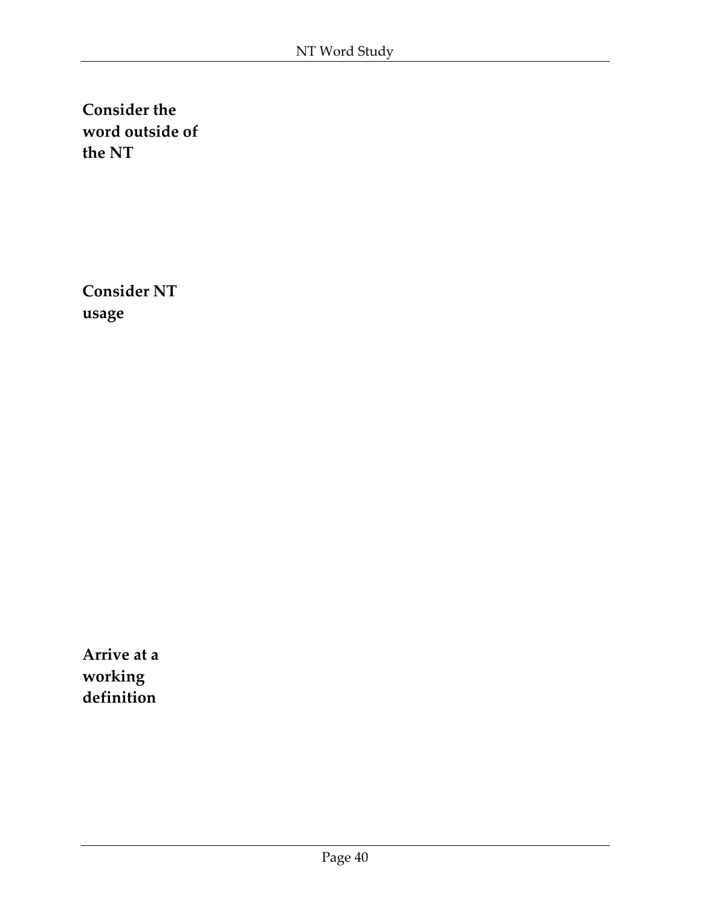**Consider the word outside of the NT**

**Consider NT usage**

**Arrive at a working definition**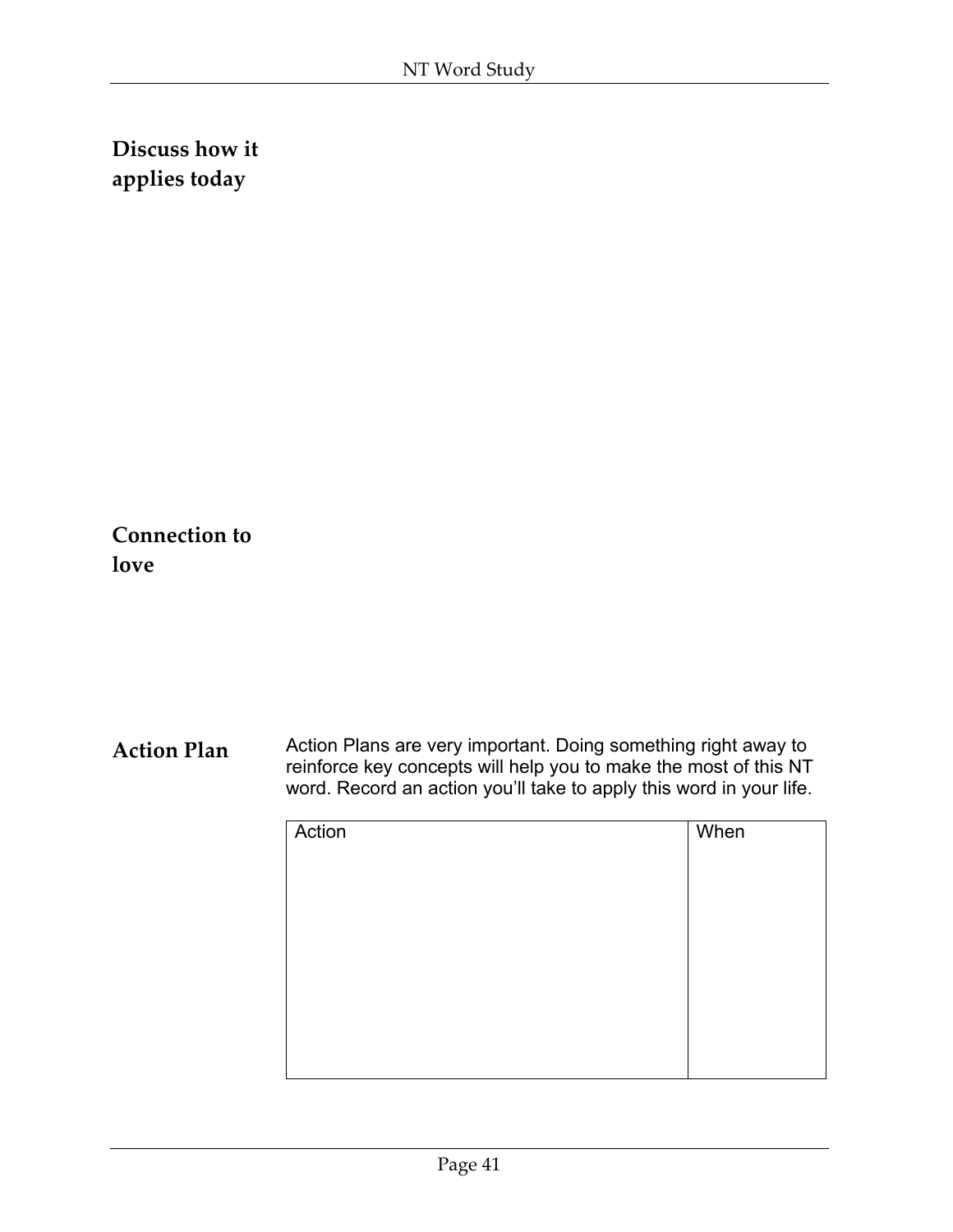**Discuss how it applies today**

**Connection to love**

**Action Plan**

Action Plans are very important. Doing something right away to reinforce key concepts will help you to make the most of this NT word. Record an action you'll take to apply this word in your life.

| Action | When |
|---|---|
| | |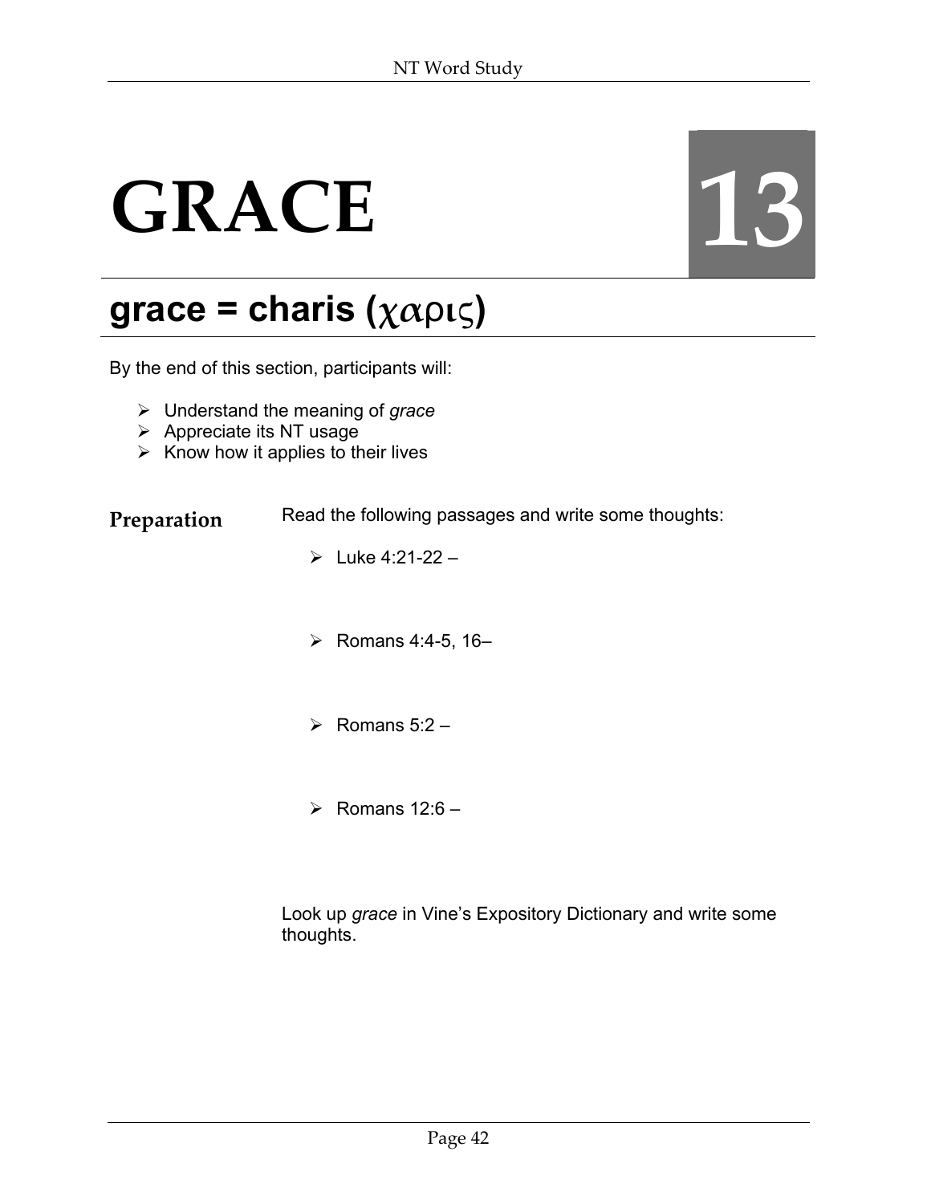# GRACE

13

## grace = charis (χαρις)

By the end of this section, participants will:

- Understand the meaning of *grace*
- Appreciate its NT usage
- Know how it applies to their lives

**Preparation**

Read the following passages and write some thoughts:

- Luke 4:21-22 –
- Romans 4:4-5, 16–
- Romans 5:2 –
- Romans 12:6 –

Look up *grace* in Vine's Expository Dictionary and write some thoughts.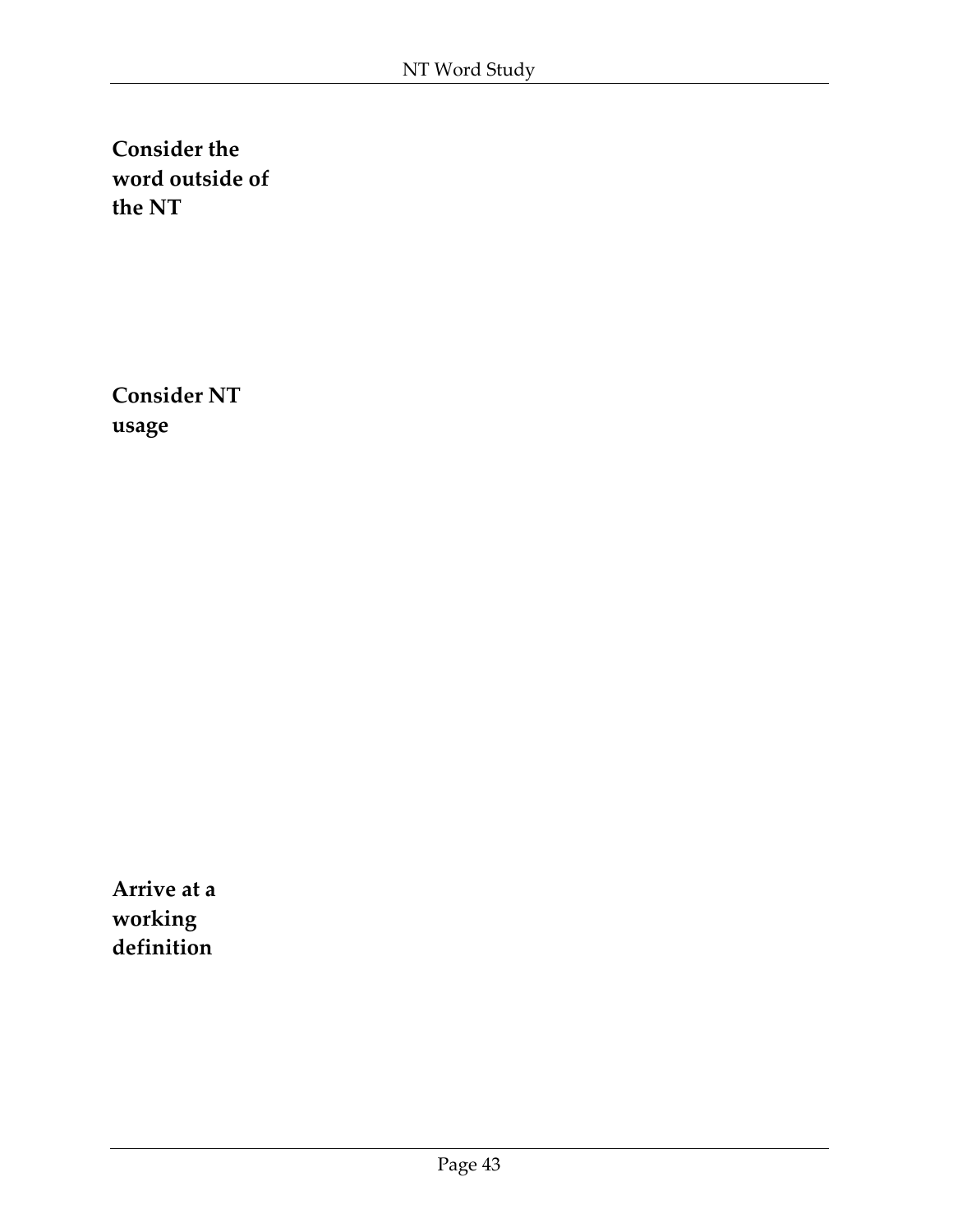**Consider the word outside of the NT**

**Consider NT usage**

**Arrive at a working definition**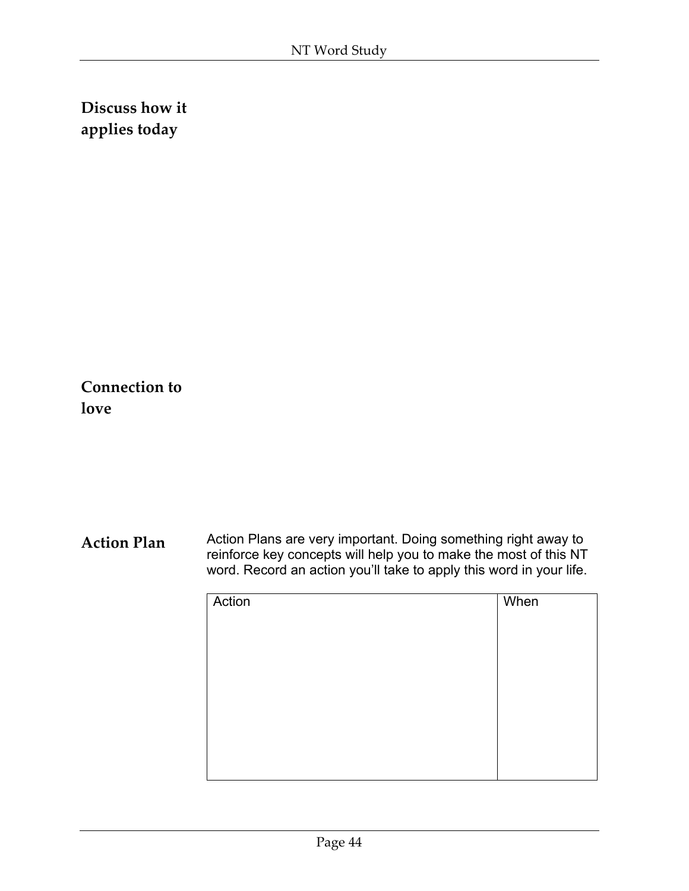## Discuss how it applies today

## Connection to love

## Action Plan

Action Plans are very important. Doing something right away to reinforce key concepts will help you to make the most of this NT word. Record an action you'll take to apply this word in your life.

| Action | When |
|---|---|
| | |